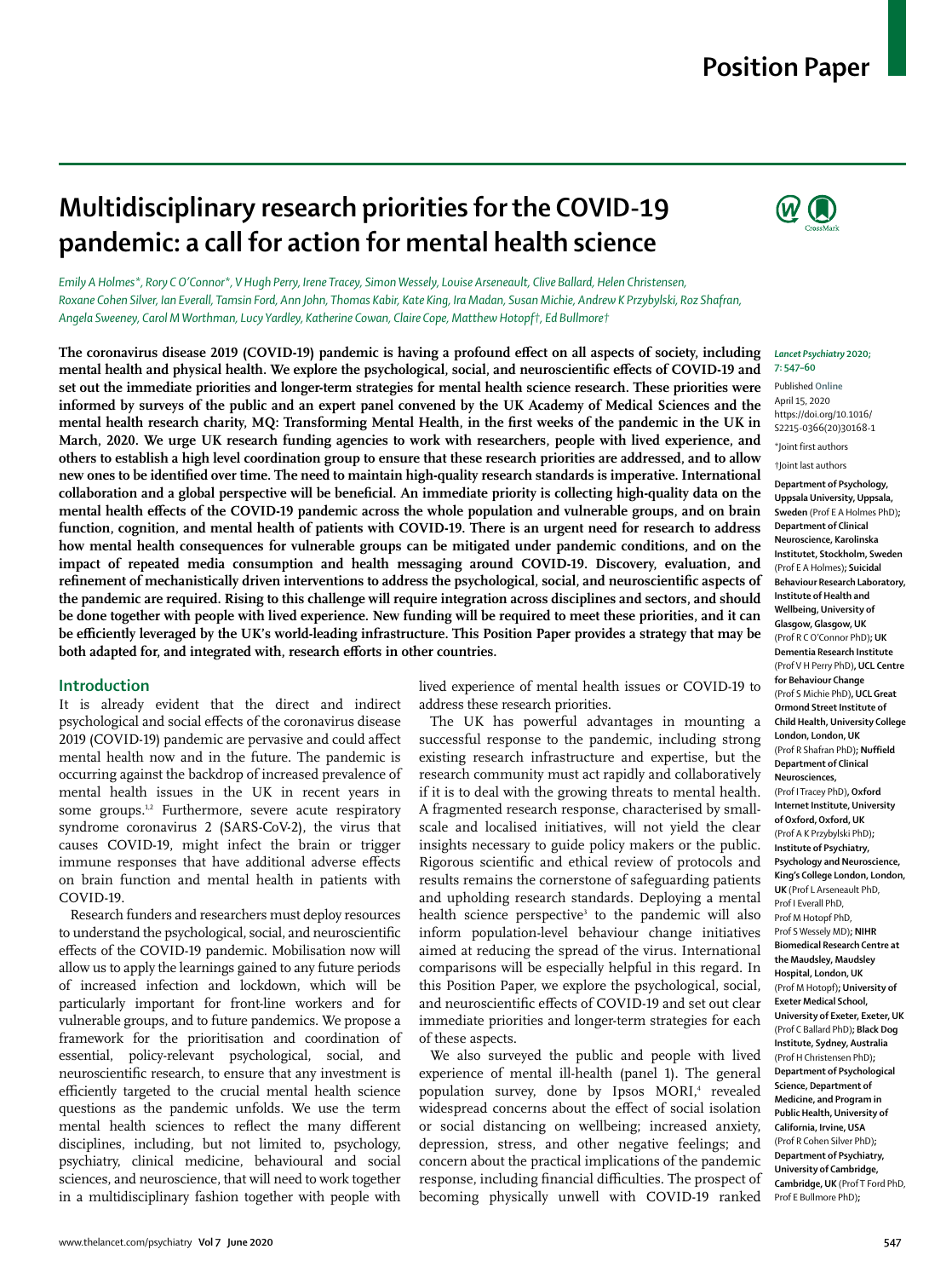# Multidisciplinary research priorities for the COVID-19 pandemic: a call for action for mental health science

*Emily A Holmes\*, Rory C O'Connor\*, V Hugh Perry, Irene Tracey, Simon Wessely, Louise Arseneault, Clive Ballard, Helen Christensen, Roxane Cohen Silver, Ian Everall, Tamsin Ford, Ann John, Thomas Kabir, Kate King, Ira Madan, Susan Michie, Andrew K Przybylski, Roz Shafran, Angela Sweeney, Carol M Worthman, Lucy Yardley, Katherine Cowan, Claire Cope, Matthew Hotopf†, Ed Bullmore†*

**The coronavirus disease 2019 (COVID-19) pandemic is having a profound effect on all aspects of society, including mental health and physical health. We explore the psychological, social, and neuroscientific effects of COVID-19 and set out the immediate priorities and longer-term strategies for mental health science research. These priorities were informed by surveys of the public and an expert panel convened by the UK Academy of Medical Sciences and the mental health research charity, MQ: Transforming Mental Health, in the first weeks of the pandemic in the UK in March, 2020. We urge UK research funding agencies to work with researchers, people with lived experience, and others to establish a high level coordination group to ensure that these research priorities are addressed, and to allow new ones to be identified over time. The need to maintain high-quality research standards is imperative. International collaboration and a global perspective will be beneficial. An immediate priority is collecting high-quality data on the mental health effects of the COVID-19 pandemic across the whole population and vulnerable groups, and on brain function, cognition, and mental health of patients with COVID-19. There is an urgent need for research to address how mental health consequences for vulnerable groups can be mitigated under pandemic conditions, and on the impact of repeated media consumption and health messaging around COVID-19. Discovery, evaluation, and refinement of mechanistically driven interventions to address the psychological, social, and neuroscientific aspects of the pandemic are required. Rising to this challenge will require integration across disciplines and sectors, and should be done together with people with lived experience. New funding will be required to meet these priorities, and it can be efficiently leveraged by the UK's world-leading infrastructure. This Position Paper provides a strategy that may be both adapted for, and integrated with, research efforts in other countries.**

*Lancet Psychiatry* **2020; 7: 547–60**

Published **Online** April 15, 2020 https://doi.org/10.1016/S2215-0366(20)30168-1

\*Joint first authors

†Joint last authors

**Department of Psychology, Uppsala University, Uppsala, Sweden** (Prof E A Holmes PhD)**; Department of Clinical Neuroscience, Karolinska Institutet, Stockholm, Sweden** (Prof E A Holmes)**; Suicidal Behaviour Research Laboratory, Institute of Health and Wellbeing, University of Glasgow, Glasgow, UK** (Prof R C O'Connor PhD)**; UK Dementia Research Institute** (Prof V H Perry PhD)**, UCL Centre for Behaviour Change** (Prof S Michie PhD)**, UCL Great Ormond Street Institute of Child Health, University College London, London, UK** (Prof R Shafran PhD)**; Nuffield Department of Clinical Neurosciences,** (Prof I Tracey PhD)**, Oxford Internet Institute, University of Oxford, Oxford, UK** (Prof A K Przybylski PhD)**; Institute of Psychiatry, Psychology and Neuroscience, King's College London, London, UK** (Prof L Arseneault PhD, Prof I Everall PhD, Prof M Hotopf PhD, Prof S Wessely MD)**; NIHR Biomedical Research Centre at the Maudsley, Maudsley Hospital, London, UK** (Prof M Hotopf)**; University of Exeter Medical School, University of Exeter, Exeter, UK** (Prof C Ballard PhD)**; Black Dog Institute, Sydney, Australia** (Prof H Christensen PhD)**; Department of Psychological Science, Department of Medicine, and Program in Public Health, University of California, Irvine, USA** (Prof R Cohen Silver PhD)**; Department of Psychiatry, University of Cambridge, Cambridge, UK** (Prof T Ford PhD, Prof E Bullmore PhD)**;**

## Introduction

It is already evident that the direct and indirect psychological and social effects of the coronavirus disease 2019 (COVID-19) pandemic are pervasive and could affect mental health now and in the future. The pandemic is occurring against the backdrop of increased prevalence of mental health issues in the UK in recent years in some groups.[1,2] Furthermore, severe acute respiratory syndrome coronavirus 2 (SARS-CoV-2), the virus that causes COVID-19, might infect the brain or trigger immune responses that have additional adverse effects on brain function and mental health in patients with COVID-19.

Research funders and researchers must deploy resources to understand the psychological, social, and neuroscientific effects of the COVID-19 pandemic. Mobilisation now will allow us to apply the learnings gained to any future periods of increased infection and lockdown, which will be particularly important for front-line workers and for vulnerable groups, and to future pandemics. We propose a framework for the prioritisation and coordination of essential, policy-relevant psychological, social, and neuroscientific research, to ensure that any investment is efficiently targeted to the crucial mental health science questions as the pandemic unfolds. We use the term mental health sciences to reflect the many different disciplines, including, but not limited to, psychology, psychiatry, clinical medicine, behavioural and social sciences, and neuroscience, that will need to work together in a multidisciplinary fashion together with people with lived experience of mental health issues or COVID-19 to address these research priorities.

The UK has powerful advantages in mounting a successful response to the pandemic, including strong existing research infrastructure and expertise, but the research community must act rapidly and collaboratively if it is to deal with the growing threats to mental health. A fragmented research response, characterised by small-scale and localised initiatives, will not yield the clear insights necessary to guide policy makers or the public. Rigorous scientific and ethical review of protocols and results remains the cornerstone of safeguarding patients and upholding research standards. Deploying a mental health science perspective[3] to the pandemic will also inform population-level behaviour change initiatives aimed at reducing the spread of the virus. International comparisons will be especially helpful in this regard. In this Position Paper, we explore the psychological, social, and neuroscientific effects of COVID-19 and set out clear immediate priorities and longer-term strategies for each of these aspects.

We also surveyed the public and people with lived experience of mental ill-health (panel 1). The general population survey, done by Ipsos MORI,[4] revealed widespread concerns about the effect of social isolation or social distancing on wellbeing; increased anxiety, depression, stress, and other negative feelings; and concern about the practical implications of the pandemic response, including financial difficulties. The prospect of becoming physically unwell with COVID-19 ranked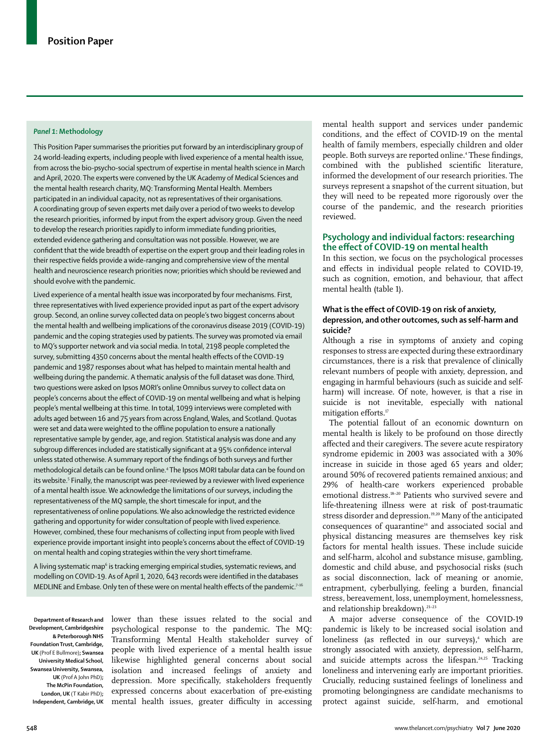*Panel 1:* **Methodology**

This Position Paper summarises the priorities put forward by an interdisciplinary group of 24 world-leading experts, including people with lived experience of a mental health issue, from across the bio-psycho-social spectrum of expertise in mental health science in March and April, 2020. The experts were convened by the UK Academy of Medical Sciences and the mental health research charity, MQ: Transforming Mental Health. Members participated in an individual capacity, not as representatives of their organisations. A coordinating group of seven experts met daily over a period of two weeks to develop the research priorities, informed by input from the expert advisory group. Given the need to develop the research priorities rapidly to inform immediate funding priorities, extended evidence gathering and consultation was not possible. However, we are confident that the wide breadth of expertise on the expert group and their leading roles in their respective fields provide a wide-ranging and comprehensive view of the mental health and neuroscience research priorities now; priorities which should be reviewed and should evolve with the pandemic.

Lived experience of a mental health issue was incorporated by four mechanisms. First, three representatives with lived experience provided input as part of the expert advisory group. Second, an online survey collected data on people's two biggest concerns about the mental health and wellbeing implications of the coronavirus disease 2019 (COVID-19) pandemic and the coping strategies used by patients. The survey was promoted via email to MQ's supporter network and via social media. In total, 2198 people completed the survey, submitting 4350 concerns about the mental health effects of the COVID-19 pandemic and 1987 responses about what has helped to maintain mental health and wellbeing during the pandemic. A thematic analysis of the full dataset was done. Third, two questions were asked on Ipsos MORI's online Omnibus survey to collect data on people's concerns about the effect of COVID-19 on mental wellbeing and what is helping people's mental wellbeing at this time. In total, 1099 interviews were completed with adults aged between 16 and 75 years from across England, Wales, and Scotland. Quotas were set and data were weighted to the offline population to ensure a nationally representative sample by gender, age, and region. Statistical analysis was done and any subgroup differences included are statistically significant at a 95% confidence interval unless stated otherwise. A summary report of the findings of both surveys and further methodological details can be found online.[4] The Ipsos MORI tabular data can be found on its website.[5] Finally, the manuscript was peer-reviewed by a reviewer with lived experience of a mental health issue. We acknowledge the limitations of our surveys, including the representativeness of the MQ sample, the short timescale for input, and the representativeness of online populations. We also acknowledge the restricted evidence gathering and opportunity for wider consultation of people with lived experience. However, combined, these four mechanisms of collecting input from people with lived experience provide important insight into people's concerns about the effect of COVID-19 on mental health and coping strategies within the very short timeframe.

A living systematic map[6] is tracking emerging empirical studies, systematic reviews, and modelling on COVID-19. As of April 1, 2020, 643 records were identified in the databases MEDLINE and Embase. Only ten of these were on mental health effects of the pandemic.[7–16]

Department of Research and Development, Cambridgeshire & Peterborough NHS Foundation Trust, Cambridge, UK (Prof E Bullmore); Swansea University Medical School, Swansea University, Swansea, UK (Prof A John PhD); The McPin Foundation, London, UK (T Kabir PhD); Independent, Cambridge, UK

lower than these issues related to the social and psychological response to the pandemic. The MQ: Transforming Mental Health stakeholder survey of people with lived experience of a mental health issue likewise highlighted general concerns about social isolation and increased feelings of anxiety and depression. More specifically, stakeholders frequently expressed concerns about exacerbation of pre-existing mental health issues, greater difficulty in accessing mental health support and services under pandemic conditions, and the effect of COVID-19 on the mental health of family members, especially children and older people. Both surveys are reported online.[4] These findings, combined with the published scientific literature, informed the development of our research priorities. The surveys represent a snapshot of the current situation, but they will need to be repeated more rigorously over the course of the pandemic, and the research priorities reviewed.

## Psychology and individual factors: researching the effect of COVID-19 on mental health

In this section, we focus on the psychological processes and effects in individual people related to COVID-19, such as cognition, emotion, and behaviour, that affect mental health (table 1).

### What is the effect of COVID-19 on risk of anxiety, depression, and other outcomes, such as self-harm and suicide?

Although a rise in symptoms of anxiety and coping responses to stress are expected during these extraordinary circumstances, there is a risk that prevalence of clinically relevant numbers of people with anxiety, depression, and engaging in harmful behaviours (such as suicide and self-harm) will increase. Of note, however, is that a rise in suicide is not inevitable, especially with national mitigation efforts.[17]

The potential fallout of an economic downturn on mental health is likely to be profound on those directly affected and their caregivers. The severe acute respiratory syndrome epidemic in 2003 was associated with a 30% increase in suicide in those aged 65 years and older; around 50% of recovered patients remained anxious; and 29% of health-care workers experienced probable emotional distress.[18–20] Patients who survived severe and life-threatening illness were at risk of post-traumatic stress disorder and depression.[19,20] Many of the anticipated consequences of quarantine[14] and associated social and physical distancing measures are themselves key risk factors for mental health issues. These include suicide and self-harm, alcohol and substance misuse, gambling, domestic and child abuse, and psychosocial risks (such as social disconnection, lack of meaning or anomie, entrapment, cyberbullying, feeling a burden, financial stress, bereavement, loss, unemployment, homelessness, and relationship breakdown).[21–23]

A major adverse consequence of the COVID-19 pandemic is likely to be increased social isolation and loneliness (as reflected in our surveys),[4] which are strongly associated with anxiety, depression, self-harm, and suicide attempts across the lifespan.[24,25] Tracking loneliness and intervening early are important priorities. Crucially, reducing sustained feelings of loneliness and promoting belongingness are candidate mechanisms to protect against suicide, self-harm, and emotional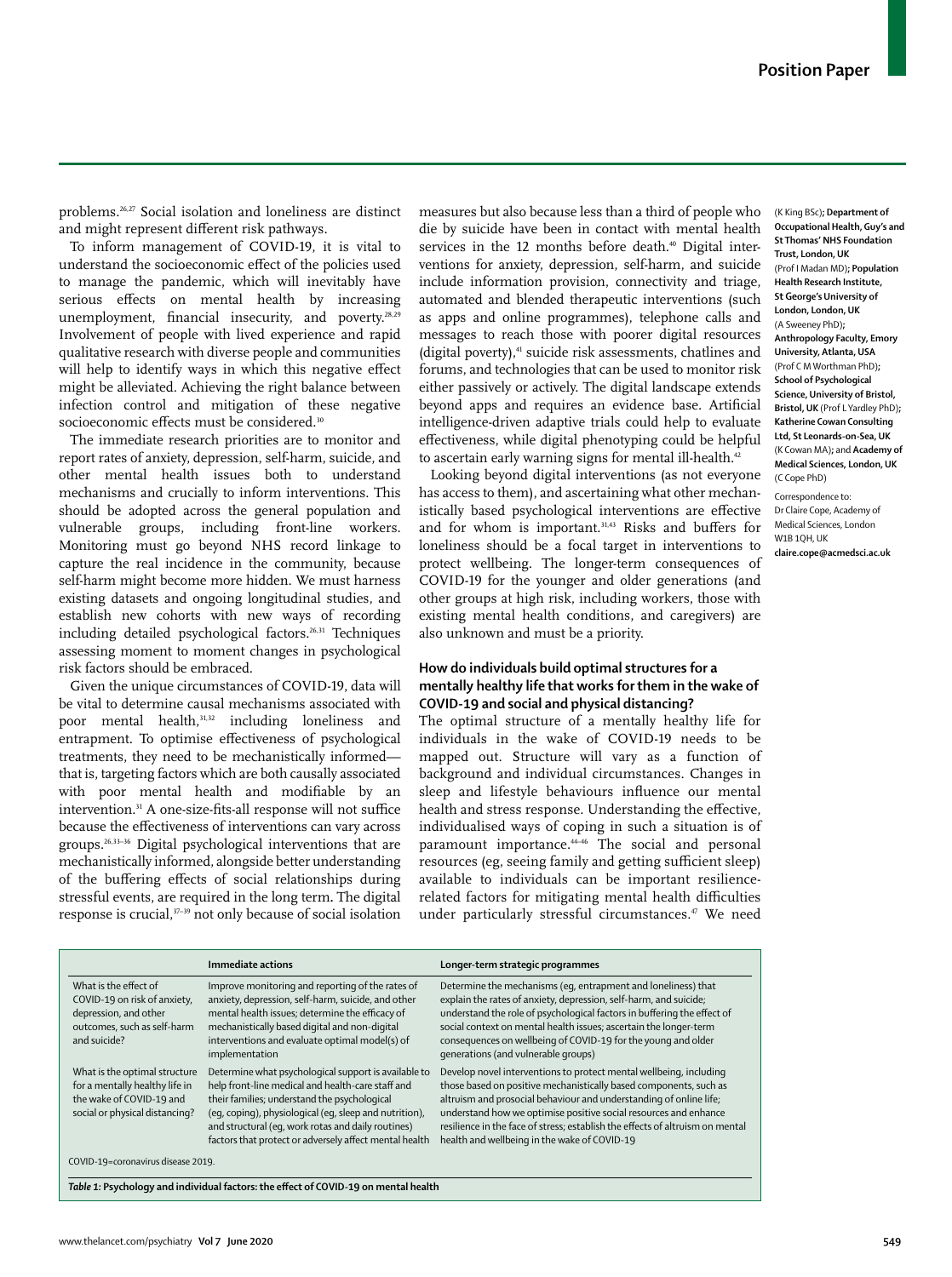problems.[26,27] Social isolation and loneliness are distinct and might represent different risk pathways.

To inform management of COVID-19, it is vital to understand the socioeconomic effect of the policies used to manage the pandemic, which will inevitably have serious effects on mental health by increasing unemployment, financial insecurity, and poverty.[28,29] Involvement of people with lived experience and rapid qualitative research with diverse people and communities will help to identify ways in which this negative effect might be alleviated. Achieving the right balance between infection control and mitigation of these negative socioeconomic effects must be considered.[30]

The immediate research priorities are to monitor and report rates of anxiety, depression, self-harm, suicide, and other mental health issues both to understand mechanisms and crucially to inform interventions. This should be adopted across the general population and vulnerable groups, including front-line workers. Monitoring must go beyond NHS record linkage to capture the real incidence in the community, because self-harm might become more hidden. We must harness existing datasets and ongoing longitudinal studies, and establish new cohorts with new ways of recording including detailed psychological factors.[26,31] Techniques assessing moment to moment changes in psychological risk factors should be embraced.

Given the unique circumstances of COVID-19, data will be vital to determine causal mechanisms associated with poor mental health,[31,32] including loneliness and entrapment. To optimise effectiveness of psychological treatments, they need to be mechanistically informed—that is, targeting factors which are both causally associated with poor mental health and modifiable by an intervention.[31] A one-size-fits-all response will not suffice because the effectiveness of interventions can vary across groups.[26,33–36] Digital psychological interventions that are mechanistically informed, alongside better understanding of the buffering effects of social relationships during stressful events, are required in the long term. The digital response is crucial,[37–39] not only because of social isolation measures but also because less than a third of people who die by suicide have been in contact with mental health services in the 12 months before death.[40] Digital interventions for anxiety, depression, self-harm, and suicide include information provision, connectivity and triage, automated and blended therapeutic interventions (such as apps and online programmes), telephone calls and messages to reach those with poorer digital resources (digital poverty),[41] suicide risk assessments, chatlines and forums, and technologies that can be used to monitor risk either passively or actively. The digital landscape extends beyond apps and requires an evidence base. Artificial intelligence-driven adaptive trials could help to evaluate effectiveness, while digital phenotyping could be helpful to ascertain early warning signs for mental ill-health.[42]

Looking beyond digital interventions (as not everyone has access to them), and ascertaining what other mechanistically based psychological interventions are effective and for whom is important.[31,43] Risks and buffers for loneliness should be a focal target in interventions to protect wellbeing. The longer-term consequences of COVID-19 for the younger and older generations (and other groups at high risk, including workers, those with existing mental health conditions, and caregivers) are also unknown and must be a priority.

### How do individuals build optimal structures for a mentally healthy life that works for them in the wake of COVID-19 and social and physical distancing?

The optimal structure of a mentally healthy life for individuals in the wake of COVID-19 needs to be mapped out. Structure will vary as a function of background and individual circumstances. Changes in sleep and lifestyle behaviours influence our mental health and stress response. Understanding the effective, individualised ways of coping in such a situation is of paramount importance.[44–46] The social and personal resources (eg, seeing family and getting sufficient sleep) available to individuals can be important resilience-related factors for mitigating mental health difficulties under particularly stressful circumstances.[47] We need

(K King BSc); **Department of Occupational Health, Guy's and St Thomas' NHS Foundation Trust, London, UK** (Prof I Madan MD); **Population Health Research Institute, St George's University of London, London, UK** (A Sweeney PhD); **Anthropology Faculty, Emory University, Atlanta, USA** (Prof C M Worthman PhD); **School of Psychological Science, University of Bristol, Bristol, UK** (Prof L Yardley PhD); **Katherine Cowan Consulting Ltd, St Leonards-on-Sea, UK** (K Cowan MA); and **Academy of Medical Sciences, London, UK** (C Cope PhD)

Correspondence to: Dr Claire Cope, Academy of Medical Sciences, London W1B 1QH, UK **claire.cope@acmedsci.ac.uk**

| | Immediate actions | Longer-term strategic programmes |
|---|---|---|
| What is the effect of COVID-19 on risk of anxiety, depression, and other outcomes, such as self-harm and suicide? | Improve monitoring and reporting of the rates of anxiety, depression, self-harm, suicide, and other mental health issues; determine the efficacy of mechanistically based digital and non-digital interventions and evaluate optimal model(s) of implementation | Determine the mechanisms (eg, entrapment and loneliness) that explain the rates of anxiety, depression, self-harm, and suicide; understand the role of psychological factors in buffering the effect of social context on mental health issues; ascertain the longer-term consequences on wellbeing of COVID-19 for the young and older generations (and vulnerable groups) |
| What is the optimal structure for a mentally healthy life in the wake of COVID-19 and social or physical distancing? | Determine what psychological support is available to help front-line medical and health-care staff and their families; understand the psychological (eg, coping), physiological (eg, sleep and nutrition), and structural (eg, work rotas and daily routines) factors that protect or adversely affect mental health | Develop novel interventions to protect mental wellbeing, including those based on positive mechanistically based components, such as altruism and prosocial behaviour and understanding of online life; understand how we optimise positive social resources and enhance resilience in the face of stress; establish the effects of altruism on mental health and wellbeing in the wake of COVID-19 |

COVID-19=coronavirus disease 2019.

*Table 1:* **Psychology and individual factors: the effect of COVID-19 on mental health**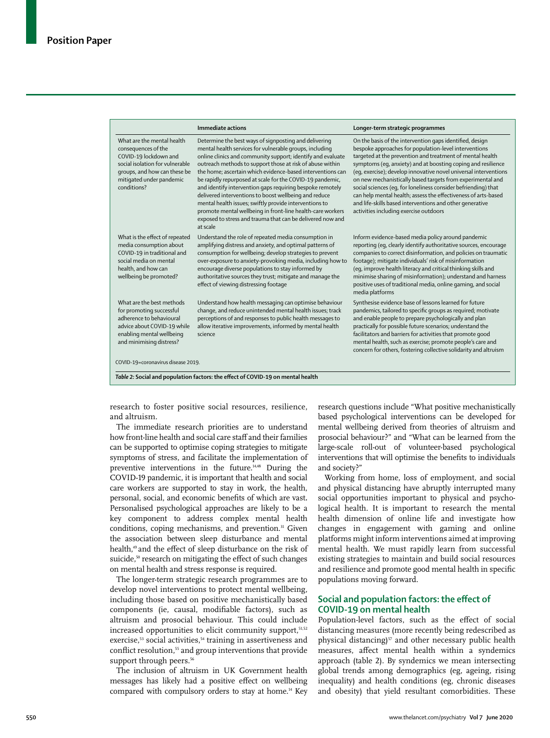| | Immediate actions | Longer-term strategic programmes |
|---|---|---|
| What are the mental health consequences of the COVID-19 lockdown and social isolation for vulnerable groups, and how can these be mitigated under pandemic conditions? | Determine the best ways of signposting and delivering mental health services for vulnerable groups, including online clinics and community support; identify and evaluate outreach methods to support those at risk of abuse within the home; ascertain which evidence-based interventions can be rapidly repurposed at scale for the COVID-19 pandemic, and identify intervention gaps requiring bespoke remotely delivered interventions to boost wellbeing and reduce mental health issues; swiftly provide interventions to promote mental wellbeing in front-line health-care workers exposed to stress and trauma that can be delivered now and at scale | On the basis of the intervention gaps identified, design bespoke approaches for population-level interventions targeted at the prevention and treatment of mental health symptoms (eg, anxiety) and at boosting coping and resilience (eg, exercise); develop innovative novel universal interventions on new mechanistically based targets from experimental and social sciences (eg, for loneliness consider befriending) that can help mental health; assess the effectiveness of arts-based and life-skills based interventions and other generative activities including exercise outdoors |
| What is the effect of repeated media consumption about COVID-19 in traditional and social media on mental health, and how can wellbeing be promoted? | Understand the role of repeated media consumption in amplifying distress and anxiety, and optimal patterns of consumption for wellbeing; develop strategies to prevent over-exposure to anxiety-provoking media, including how to encourage diverse populations to stay informed by authoritative sources they trust; mitigate and manage the effect of viewing distressing footage | Inform evidence-based media policy around pandemic reporting (eg, clearly identify authoritative sources, encourage companies to correct disinformation, and policies on traumatic footage); mitigate individuals' risk of misinformation (eg, improve health literacy and critical thinking skills and minimise sharing of misinformation); understand and harness positive uses of traditional media, online gaming, and social media platforms |
| What are the best methods for promoting successful adherence to behavioural advice about COVID-19 while enabling mental wellbeing and minimising distress? | Understand how health messaging can optimise behaviour change, and reduce unintended mental health issues; track perceptions of and responses to public health messages to allow iterative improvements, informed by mental health science | Synthesise evidence base of lessons learned for future pandemics, tailored to specific groups as required; motivate and enable people to prepare psychologically and plan practically for possible future scenarios; understand the facilitators and barriers for activities that promote good mental health, such as exercise; promote people's care and concern for others, fostering collective solidarity and altruism |

COVID-19=coronavirus disease 2019.

*Table 2:* **Social and population factors: the effect of COVID-19 on mental health**

research to foster positive social resources, resilience, and altruism.

The immediate research priorities are to understand how front-line health and social care staff and their families can be supported to optimise coping strategies to mitigate symptoms of stress, and facilitate the implementation of preventive interventions in the future.[14,48] During the COVID-19 pandemic, it is important that health and social care workers are supported to stay in work, the health, personal, social, and economic benefits of which are vast. Personalised psychological approaches are likely to be a key component to address complex mental health conditions, coping mechanisms, and prevention.[31] Given the association between sleep disturbance and mental health,[49] and the effect of sleep disturbance on the risk of suicide,[50] research on mitigating the effect of such changes on mental health and stress response is required.

The longer-term strategic research programmes are to develop novel interventions to protect mental wellbeing, including those based on positive mechanistically based components (ie, causal, modifiable factors), such as altruism and prosocial behaviour. This could include increased opportunities to elicit community support,[51,52] exercise,[53] social activities,[54] training in assertiveness and conflict resolution,[55] and group interventions that provide support through peers.[56]

The inclusion of altruism in UK Government health messages has likely had a positive effect on wellbeing compared with compulsory orders to stay at home.[14] Key research questions include "What positive mechanistically based psychological interventions can be developed for mental wellbeing derived from theories of altruism and prosocial behaviour?" and "What can be learned from the large-scale roll-out of volunteer-based psychological interventions that will optimise the benefits to individuals and society?"

Working from home, loss of employment, and social and physical distancing have abruptly interrupted many social opportunities important to physical and psychological health. It is important to research the mental health dimension of online life and investigate how changes in engagement with gaming and online platforms might inform interventions aimed at improving mental health. We must rapidly learn from successful existing strategies to maintain and build social resources and resilience and promote good mental health in specific populations moving forward.

## Social and population factors: the effect of COVID-19 on mental health

Population-level factors, such as the effect of social distancing measures (more recently being redescribed as physical distancing)[57] and other necessary public health measures, affect mental health within a syndemics approach (table 2). By syndemics we mean intersecting global trends among demographics (eg, ageing, rising inequality) and health conditions (eg, chronic diseases and obesity) that yield resultant comorbidities. These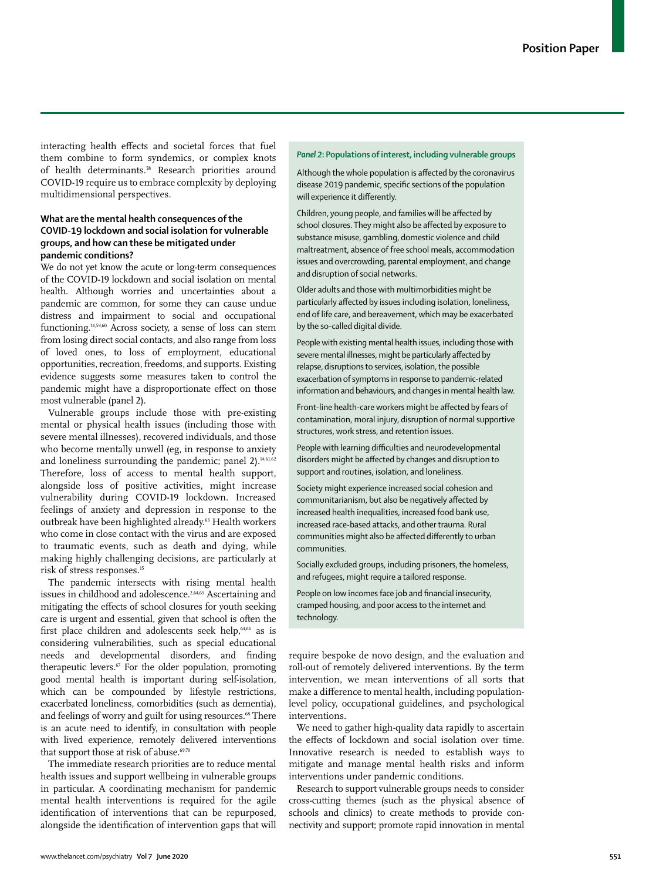interacting health effects and societal forces that fuel them combine to form syndemics, or complex knots of health determinants.[58] Research priorities around COVID-19 require us to embrace complexity by deploying multidimensional perspectives.

### What are the mental health consequences of the COVID-19 lockdown and social isolation for vulnerable groups, and how can these be mitigated under pandemic conditions?

We do not yet know the acute or long-term consequences of the COVID-19 lockdown and social isolation on mental health. Although worries and uncertainties about a pandemic are common, for some they can cause undue distress and impairment to social and occupational functioning.[14,59,60] Across society, a sense of loss can stem from losing direct social contacts, and also range from loss of loved ones, to loss of employment, educational opportunities, recreation, freedoms, and supports. Existing evidence suggests some measures taken to control the pandemic might have a disproportionate effect on those most vulnerable (panel 2).

Vulnerable groups include those with pre-existing mental or physical health issues (including those with severe mental illnesses), recovered individuals, and those who become mentally unwell (eg, in response to anxiety and loneliness surrounding the pandemic; panel 2).[14,61,62] Therefore, loss of access to mental health support, alongside loss of positive activities, might increase vulnerability during COVID-19 lockdown. Increased feelings of anxiety and depression in response to the outbreak have been highlighted already.[63] Health workers who come in close contact with the virus and are exposed to traumatic events, such as death and dying, while making highly challenging decisions, are particularly at risk of stress responses.[15]

The pandemic intersects with rising mental health issues in childhood and adolescence.[2,64,65] Ascertaining and mitigating the effects of school closures for youth seeking care is urgent and essential, given that school is often the first place children and adolescents seek help,[64,66] as is considering vulnerabilities, such as special educational needs and developmental disorders, and finding therapeutic levers.[67] For the older population, promoting good mental health is important during self-isolation, which can be compounded by lifestyle restrictions, exacerbated loneliness, comorbidities (such as dementia), and feelings of worry and guilt for using resources.[68] There is an acute need to identify, in consultation with people with lived experience, remotely delivered interventions that support those at risk of abuse.[69,70]

The immediate research priorities are to reduce mental health issues and support wellbeing in vulnerable groups in particular. A coordinating mechanism for pandemic mental health interventions is required for the agile identification of interventions that can be repurposed, alongside the identification of intervention gaps that will require bespoke de novo design, and the evaluation and roll-out of remotely delivered interventions. By the term intervention, we mean interventions of all sorts that make a difference to mental health, including population-level policy, occupational guidelines, and psychological interventions.

We need to gather high-quality data rapidly to ascertain the effects of lockdown and social isolation over time. Innovative research is needed to establish ways to mitigate and manage mental health risks and inform interventions under pandemic conditions.

Research to support vulnerable groups needs to consider cross-cutting themes (such as the physical absence of schools and clinics) to create methods to provide connectivity and support; promote rapid innovation in mental

> ***Panel 2*: Populations of interest, including vulnerable groups**
>
> Although the whole population is affected by the coronavirus disease 2019 pandemic, specific sections of the population will experience it differently.
>
> Children, young people, and families will be affected by school closures. They might also be affected by exposure to substance misuse, gambling, domestic violence and child maltreatment, absence of free school meals, accommodation issues and overcrowding, parental employment, and change and disruption of social networks.
>
> Older adults and those with multimorbidities might be particularly affected by issues including isolation, loneliness, end of life care, and bereavement, which may be exacerbated by the so-called digital divide.
>
> People with existing mental health issues, including those with severe mental illnesses, might be particularly affected by relapse, disruptions to services, isolation, the possible exacerbation of symptoms in response to pandemic-related information and behaviours, and changes in mental health law.
>
> Front-line health-care workers might be affected by fears of contamination, moral injury, disruption of normal supportive structures, work stress, and retention issues.
>
> People with learning difficulties and neurodevelopmental disorders might be affected by changes and disruption to support and routines, isolation, and loneliness.
>
> Society might experience increased social cohesion and communitarianism, but also be negatively affected by increased health inequalities, increased food bank use, increased race-based attacks, and other trauma. Rural communities might also be affected differently to urban communities.
>
> Socially excluded groups, including prisoners, the homeless, and refugees, might require a tailored response.
>
> People on low incomes face job and financial insecurity, cramped housing, and poor access to the internet and technology.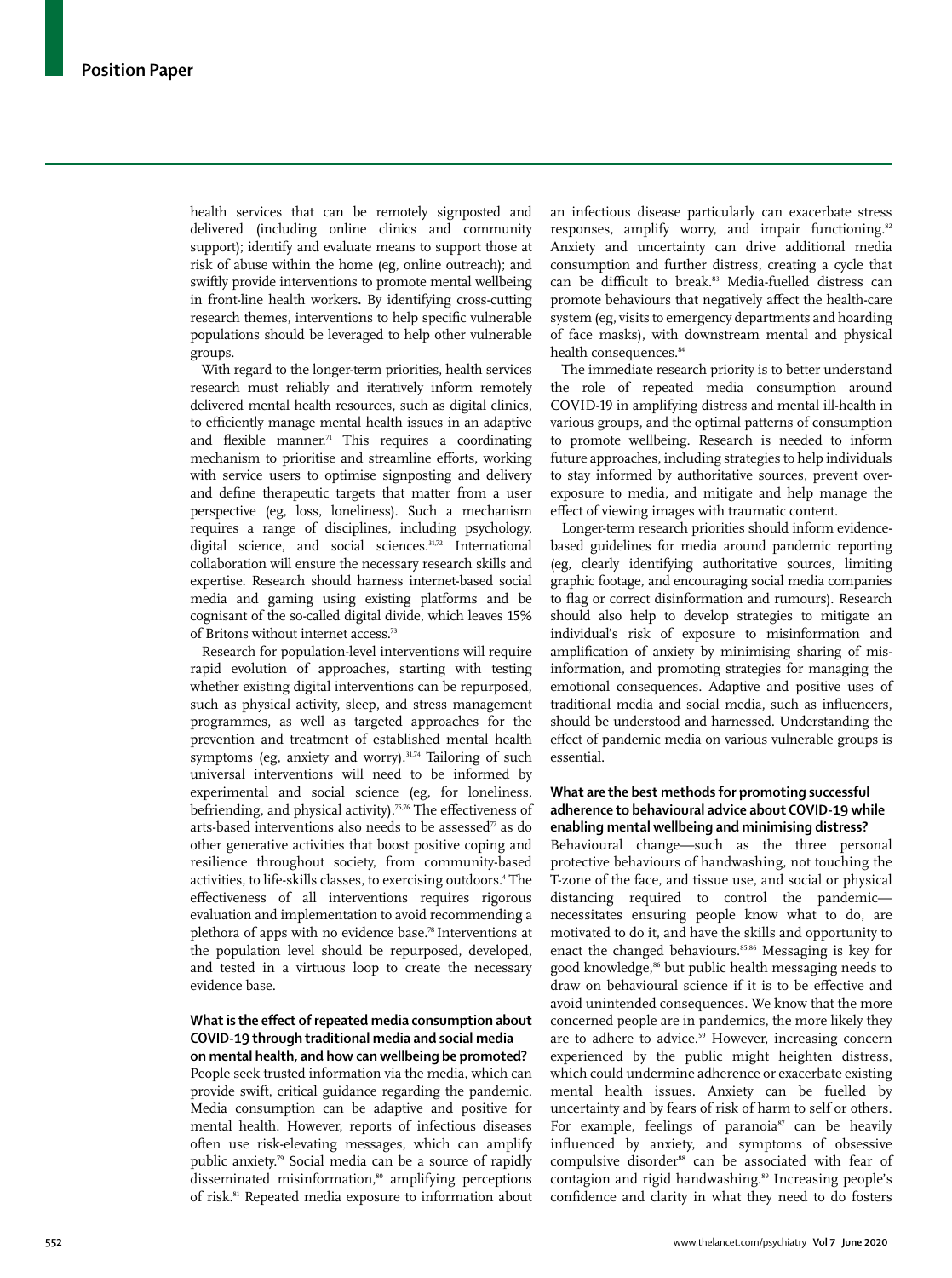health services that can be remotely signposted and delivered (including online clinics and community support); identify and evaluate means to support those at risk of abuse within the home (eg, online outreach); and swiftly provide interventions to promote mental wellbeing in front-line health workers. By identifying cross-cutting research themes, interventions to help specific vulnerable populations should be leveraged to help other vulnerable groups.

With regard to the longer-term priorities, health services research must reliably and iteratively inform remotely delivered mental health resources, such as digital clinics, to efficiently manage mental health issues in an adaptive and flexible manner.[71] This requires a coordinating mechanism to prioritise and streamline efforts, working with service users to optimise signposting and delivery and define therapeutic targets that matter from a user perspective (eg, loss, loneliness). Such a mechanism requires a range of disciplines, including psychology, digital science, and social sciences.[31,72] International collaboration will ensure the necessary research skills and expertise. Research should harness internet-based social media and gaming using existing platforms and be cognisant of the so-called digital divide, which leaves 15% of Britons without internet access.[73]

Research for population-level interventions will require rapid evolution of approaches, starting with testing whether existing digital interventions can be repurposed, such as physical activity, sleep, and stress management programmes, as well as targeted approaches for the prevention and treatment of established mental health symptoms (eg, anxiety and worry).[31,74] Tailoring of such universal interventions will need to be informed by experimental and social science (eg, for loneliness, befriending, and physical activity).[75,76] The effectiveness of arts-based interventions also needs to be assessed[77] as do other generative activities that boost positive coping and resilience throughout society, from community-based activities, to life-skills classes, to exercising outdoors.[4] The effectiveness of all interventions requires rigorous evaluation and implementation to avoid recommending a plethora of apps with no evidence base.[78] Interventions at the population level should be repurposed, developed, and tested in a virtuous loop to create the necessary evidence base.

### What is the effect of repeated media consumption about COVID-19 through traditional media and social media on mental health, and how can wellbeing be promoted?

People seek trusted information via the media, which can provide swift, critical guidance regarding the pandemic. Media consumption can be adaptive and positive for mental health. However, reports of infectious diseases often use risk-elevating messages, which can amplify public anxiety.[79] Social media can be a source of rapidly disseminated misinformation,[80] amplifying perceptions of risk.[81] Repeated media exposure to information about an infectious disease particularly can exacerbate stress responses, amplify worry, and impair functioning.[82] Anxiety and uncertainty can drive additional media consumption and further distress, creating a cycle that can be difficult to break.[83] Media-fuelled distress can promote behaviours that negatively affect the health-care system (eg, visits to emergency departments and hoarding of face masks), with downstream mental and physical health consequences.[84]

The immediate research priority is to better understand the role of repeated media consumption around COVID-19 in amplifying distress and mental ill-health in various groups, and the optimal patterns of consumption to promote wellbeing. Research is needed to inform future approaches, including strategies to help individuals to stay informed by authoritative sources, prevent over-exposure to media, and mitigate and help manage the effect of viewing images with traumatic content.

Longer-term research priorities should inform evidence-based guidelines for media around pandemic reporting (eg, clearly identifying authoritative sources, limiting graphic footage, and encouraging social media companies to flag or correct disinformation and rumours). Research should also help to develop strategies to mitigate an individual's risk of exposure to misinformation and amplification of anxiety by minimising sharing of misinformation, and promoting strategies for managing the emotional consequences. Adaptive and positive uses of traditional media and social media, such as influencers, should be understood and harnessed. Understanding the effect of pandemic media on various vulnerable groups is essential.

### What are the best methods for promoting successful adherence to behavioural advice about COVID-19 while enabling mental wellbeing and minimising distress?

Behavioural change—such as the three personal protective behaviours of handwashing, not touching the T-zone of the face, and tissue use, and social or physical distancing required to control the pandemic—necessitates ensuring people know what to do, are motivated to do it, and have the skills and opportunity to enact the changed behaviours.[85,86] Messaging is key for good knowledge,[86] but public health messaging needs to draw on behavioural science if it is to be effective and avoid unintended consequences. We know that the more concerned people are in pandemics, the more likely they are to adhere to advice.[59] However, increasing concern experienced by the public might heighten distress, which could undermine adherence or exacerbate existing mental health issues. Anxiety can be fuelled by uncertainty and by fears of risk of harm to self or others. For example, feelings of paranoia[87] can be heavily influenced by anxiety, and symptoms of obsessive compulsive disorder[88] can be associated with fear of contagion and rigid handwashing.[89] Increasing people's confidence and clarity in what they need to do fosters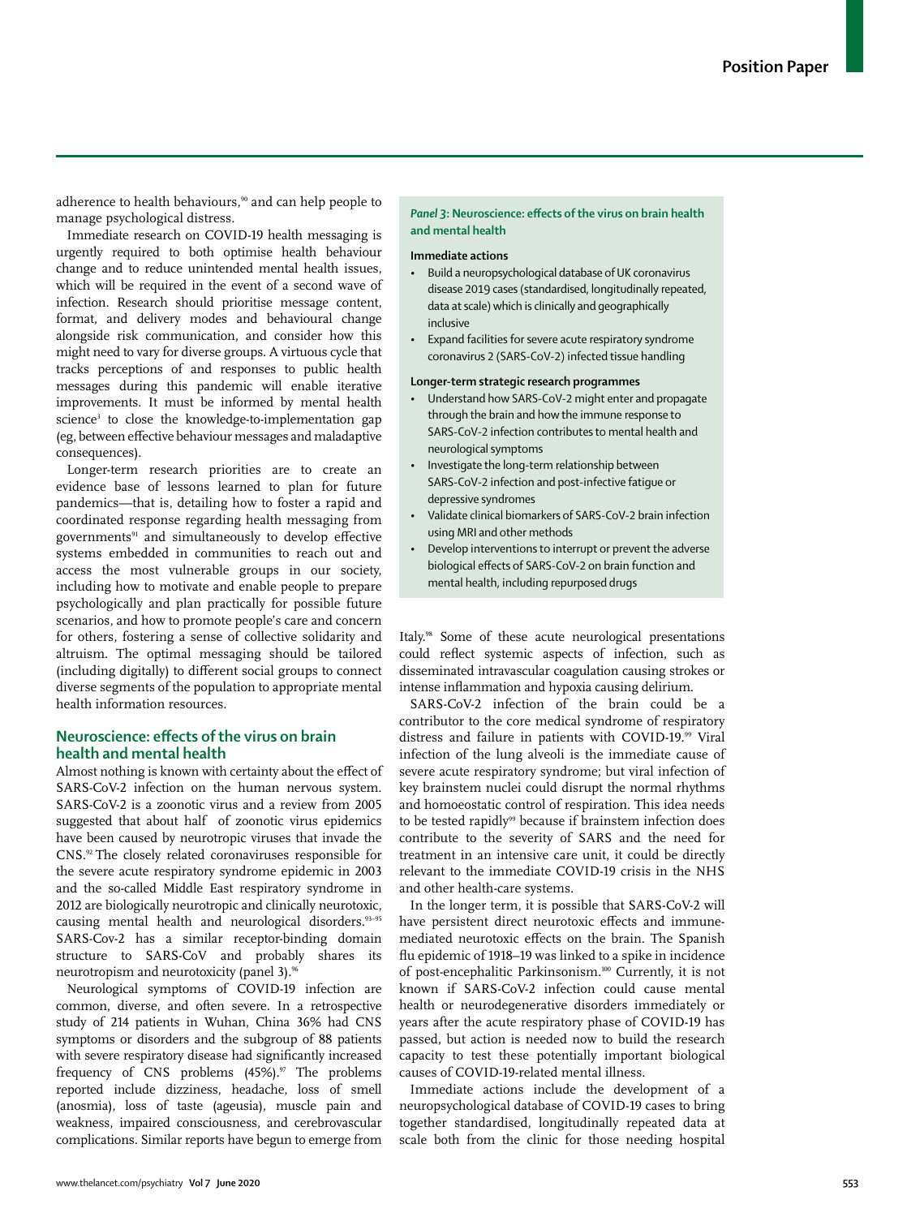adherence to health behaviours,[90] and can help people to manage psychological distress.

Immediate research on COVID-19 health messaging is urgently required to both optimise health behaviour change and to reduce unintended mental health issues, which will be required in the event of a second wave of infection. Research should prioritise message content, format, and delivery modes and behavioural change alongside risk communication, and consider how this might need to vary for diverse groups. A virtuous cycle that tracks perceptions of and responses to public health messages during this pandemic will enable iterative improvements. It must be informed by mental health science[3] to close the knowledge-to-implementation gap (eg, between effective behaviour messages and maladaptive consequences).

Longer-term research priorities are to create an evidence base of lessons learned to plan for future pandemics—that is, detailing how to foster a rapid and coordinated response regarding health messaging from governments[91] and simultaneously to develop effective systems embedded in communities to reach out and access the most vulnerable groups in our society, including how to motivate and enable people to prepare psychologically and plan practically for possible future scenarios, and how to promote people's care and concern for others, fostering a sense of collective solidarity and altruism. The optimal messaging should be tailored (including digitally) to different social groups to connect diverse segments of the population to appropriate mental health information resources.

## Neuroscience: effects of the virus on brain health and mental health

Almost nothing is known with certainty about the effect of SARS-CoV-2 infection on the human nervous system. SARS-CoV-2 is a zoonotic virus and a review from 2005 suggested that about half of zoonotic virus epidemics have been caused by neurotropic viruses that invade the CNS.[92] The closely related coronaviruses responsible for the severe acute respiratory syndrome epidemic in 2003 and the so-called Middle East respiratory syndrome in 2012 are biologically neurotropic and clinically neurotoxic, causing mental health and neurological disorders.[93–95] SARS-Cov-2 has a similar receptor-binding domain structure to SARS-CoV and probably shares its neurotropism and neurotoxicity (panel 3).[96]

> ***Panel 3*: Neuroscience: effects of the virus on brain health and mental health**
>
> **Immediate actions**
>
> - Build a neuropsychological database of UK coronavirus disease 2019 cases (standardised, longitudinally repeated, data at scale) which is clinically and geographically inclusive
> - Expand facilities for severe acute respiratory syndrome coronavirus 2 (SARS-CoV-2) infected tissue handling
>
> **Longer-term strategic research programmes**
>
> - Understand how SARS-CoV-2 might enter and propagate through the brain and how the immune response to SARS-CoV-2 infection contributes to mental health and neurological symptoms
> - Investigate the long-term relationship between SARS-CoV-2 infection and post-infective fatigue or depressive syndromes
> - Validate clinical biomarkers of SARS-CoV-2 brain infection using MRI and other methods
> - Develop interventions to interrupt or prevent the adverse biological effects of SARS-CoV-2 on brain function and mental health, including repurposed drugs

Neurological symptoms of COVID-19 infection are common, diverse, and often severe. In a retrospective study of 214 patients in Wuhan, China 36% had CNS symptoms or disorders and the subgroup of 88 patients with severe respiratory disease had significantly increased frequency of CNS problems (45%).[97] The problems reported include dizziness, headache, loss of smell (anosmia), loss of taste (ageusia), muscle pain and weakness, impaired consciousness, and cerebrovascular complications. Similar reports have begun to emerge from Italy.[98] Some of these acute neurological presentations could reflect systemic aspects of infection, such as disseminated intravascular coagulation causing strokes or intense inflammation and hypoxia causing delirium.

SARS-CoV-2 infection of the brain could be a contributor to the core medical syndrome of respiratory distress and failure in patients with COVID-19.[99] Viral infection of the lung alveoli is the immediate cause of severe acute respiratory syndrome; but viral infection of key brainstem nuclei could disrupt the normal rhythms and homoeostatic control of respiration. This idea needs to be tested rapidly[99] because if brainstem infection does contribute to the severity of SARS and the need for treatment in an intensive care unit, it could be directly relevant to the immediate COVID-19 crisis in the NHS and other health-care systems.

In the longer term, it is possible that SARS-CoV-2 will have persistent direct neurotoxic effects and immune-mediated neurotoxic effects on the brain. The Spanish flu epidemic of 1918–19 was linked to a spike in incidence of post-encephalitic Parkinsonism.[100] Currently, it is not known if SARS-CoV-2 infection could cause mental health or neurodegenerative disorders immediately or years after the acute respiratory phase of COVID-19 has passed, but action is needed now to build the research capacity to test these potentially important biological causes of COVID-19-related mental illness.

Immediate actions include the development of a neuropsychological database of COVID-19 cases to bring together standardised, longitudinally repeated data at scale both from the clinic for those needing hospital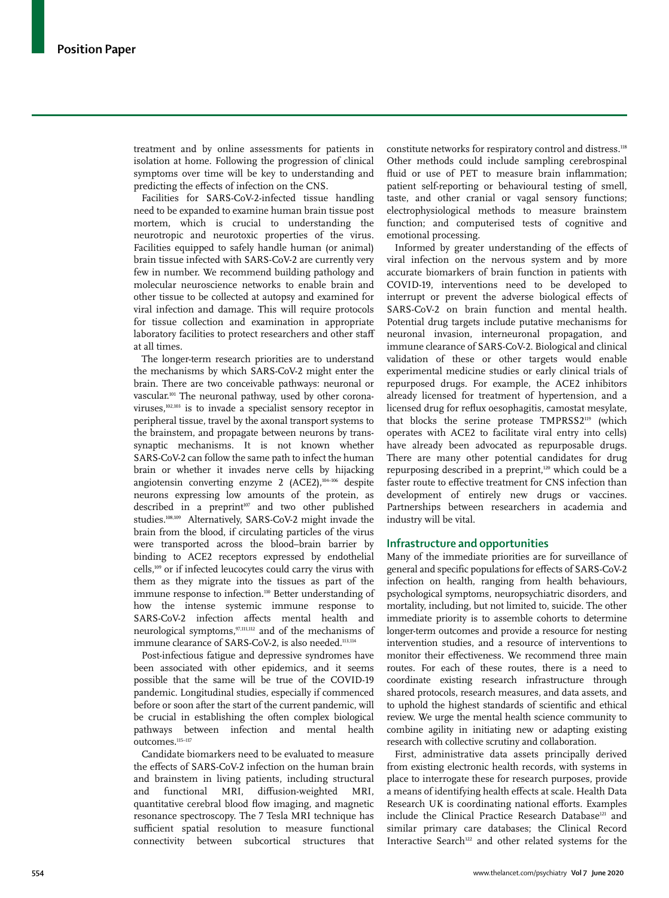treatment and by online assessments for patients in isolation at home. Following the progression of clinical symptoms over time will be key to understanding and predicting the effects of infection on the CNS.

Facilities for SARS-CoV-2-infected tissue handling need to be expanded to examine human brain tissue post mortem, which is crucial to understanding the neurotropic and neurotoxic properties of the virus. Facilities equipped to safely handle human (or animal) brain tissue infected with SARS-CoV-2 are currently very few in number. We recommend building pathology and molecular neuroscience networks to enable brain and other tissue to be collected at autopsy and examined for viral infection and damage. This will require protocols for tissue collection and examination in appropriate laboratory facilities to protect researchers and other staff at all times.

The longer-term research priorities are to understand the mechanisms by which SARS-CoV-2 might enter the brain. There are two conceivable pathways: neuronal or vascular.[101] The neuronal pathway, used by other coronaviruses,[102,103] is to invade a specialist sensory receptor in peripheral tissue, travel by the axonal transport systems to the brainstem, and propagate between neurons by trans-synaptic mechanisms. It is not known whether SARS-CoV-2 can follow the same path to infect the human brain or whether it invades nerve cells by hijacking angiotensin converting enzyme 2 (ACE2),[104–106] despite neurons expressing low amounts of the protein, as described in a preprint[107] and two other published studies.[108,109] Alternatively, SARS-CoV-2 might invade the brain from the blood, if circulating particles of the virus were transported across the blood–brain barrier by binding to ACE2 receptors expressed by endothelial cells,[109] or if infected leucocytes could carry the virus with them as they migrate into the tissues as part of the immune response to infection.[110] Better understanding of how the intense systemic immune response to SARS-CoV-2 infection affects mental health and neurological symptoms,[97,111,112] and of the mechanisms of immune clearance of SARS-CoV-2, is also needed.[113,114]

Post-infectious fatigue and depressive syndromes have been associated with other epidemics, and it seems possible that the same will be true of the COVID-19 pandemic. Longitudinal studies, especially if commenced before or soon after the start of the current pandemic, will be crucial in establishing the often complex biological pathways between infection and mental health outcomes.[115–117]

Candidate biomarkers need to be evaluated to measure the effects of SARS-CoV-2 infection on the human brain and brainstem in living patients, including structural and functional MRI, diffusion-weighted MRI, quantitative cerebral blood flow imaging, and magnetic resonance spectroscopy. The 7 Tesla MRI technique has sufficient spatial resolution to measure functional connectivity between subcortical structures that constitute networks for respiratory control and distress.[118] Other methods could include sampling cerebrospinal fluid or use of PET to measure brain inflammation; patient self-reporting or behavioural testing of smell, taste, and other cranial or vagal sensory functions; electrophysiological methods to measure brainstem function; and computerised tests of cognitive and emotional processing.

Informed by greater understanding of the effects of viral infection on the nervous system and by more accurate biomarkers of brain function in patients with COVID-19, interventions need to be developed to interrupt or prevent the adverse biological effects of SARS-CoV-2 on brain function and mental health. Potential drug targets include putative mechanisms for neuronal invasion, interneuronal propagation, and immune clearance of SARS-CoV-2. Biological and clinical validation of these or other targets would enable experimental medicine studies or early clinical trials of repurposed drugs. For example, the ACE2 inhibitors already licensed for treatment of hypertension, and a licensed drug for reflux oesophagitis, camostat mesylate, that blocks the serine protease TMPRSS2[119] (which operates with ACE2 to facilitate viral entry into cells) have already been advocated as repurposable drugs. There are many other potential candidates for drug repurposing described in a preprint,[120] which could be a faster route to effective treatment for CNS infection than development of entirely new drugs or vaccines. Partnerships between researchers in academia and industry will be vital.

## Infrastructure and opportunities

Many of the immediate priorities are for surveillance of general and specific populations for effects of SARS-CoV-2 infection on health, ranging from health behaviours, psychological symptoms, neuropsychiatric disorders, and mortality, including, but not limited to, suicide. The other immediate priority is to assemble cohorts to determine longer-term outcomes and provide a resource for nesting intervention studies, and a resource of interventions to monitor their effectiveness. We recommend three main routes. For each of these routes, there is a need to coordinate existing research infrastructure through shared protocols, research measures, and data assets, and to uphold the highest standards of scientific and ethical review. We urge the mental health science community to combine agility in initiating new or adapting existing research with collective scrutiny and collaboration.

First, administrative data assets principally derived from existing electronic health records, with systems in place to interrogate these for research purposes, provide a means of identifying health effects at scale. Health Data Research UK is coordinating national efforts. Examples include the Clinical Practice Research Database[121] and similar primary care databases; the Clinical Record Interactive Search[122] and other related systems for the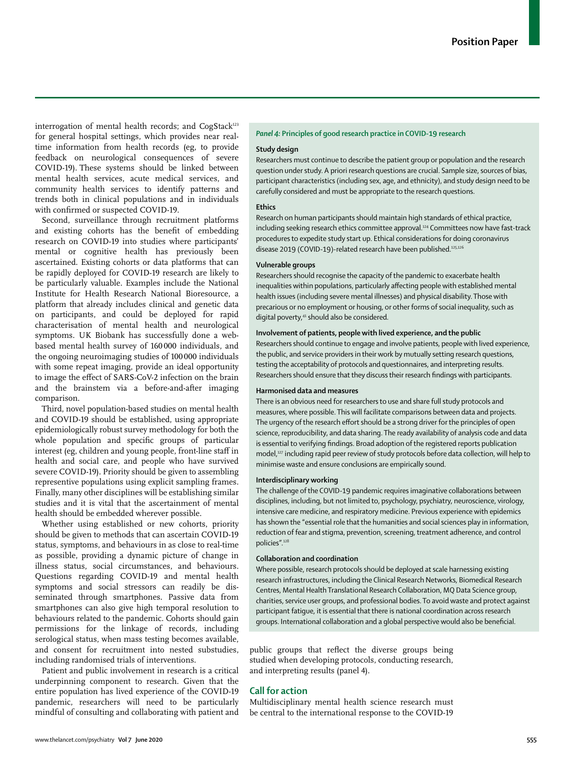interrogation of mental health records; and CogStack[123] for general hospital settings, which provides near real-time information from health records (eg, to provide feedback on neurological consequences of severe COVID-19). These systems should be linked between mental health services, acute medical services, and community health services to identify patterns and trends both in clinical populations and in individuals with confirmed or suspected COVID-19.

Second, surveillance through recruitment platforms and existing cohorts has the benefit of embedding research on COVID-19 into studies where participants' mental or cognitive health has previously been ascertained. Existing cohorts or data platforms that can be rapidly deployed for COVID-19 research are likely to be particularly valuable. Examples include the National Institute for Health Research National Bioresource, a platform that already includes clinical and genetic data on participants, and could be deployed for rapid characterisation of mental health and neurological symptoms. UK Biobank has successfully done a web-based mental health survey of 160 000 individuals, and the ongoing neuroimaging studies of 100 000 individuals with some repeat imaging, provide an ideal opportunity to image the effect of SARS-CoV-2 infection on the brain and the brainstem via a before-and-after imaging comparison.

Third, novel population-based studies on mental health and COVID-19 should be established, using appropriate epidemiologically robust survey methodology for both the whole population and specific groups of particular interest (eg, children and young people, front-line staff in health and social care, and people who have survived severe COVID-19). Priority should be given to assembling representative populations using explicit sampling frames. Finally, many other disciplines will be establishing similar studies and it is vital that the ascertainment of mental health should be embedded wherever possible.

Whether using established or new cohorts, priority should be given to methods that can ascertain COVID-19 status, symptoms, and behaviours in as close to real-time as possible, providing a dynamic picture of change in illness status, social circumstances, and behaviours. Questions regarding COVID-19 and mental health symptoms and social stressors can readily be disseminated through smartphones. Passive data from smartphones can also give high temporal resolution to behaviours related to the pandemic. Cohorts should gain permissions for the linkage of records, including serological status, when mass testing becomes available, and consent for recruitment into nested substudies, including randomised trials of interventions.

Patient and public involvement in research is a critical underpinning component to research. Given that the entire population has lived experience of the COVID-19 pandemic, researchers will need to be particularly mindful of consulting and collaborating with patient and public groups that reflect the diverse groups being studied when developing protocols, conducting research, and interpreting results (panel 4).

> ***Panel 4:* Principles of good research practice in COVID-19 research**
>
> **Study design**
>
> Researchers must continue to describe the patient group or population and the research question under study. A priori research questions are crucial. Sample size, sources of bias, participant characteristics (including sex, age, and ethnicity), and study design need to be carefully considered and must be appropriate to the research questions.
>
> **Ethics**
>
> Research on human participants should maintain high standards of ethical practice, including seeking research ethics committee approval.[124] Committees now have fast-track procedures to expedite study start up. Ethical considerations for doing coronavirus disease 2019 (COVID-19)-related research have been published.[125,126]
>
> **Vulnerable groups**
>
> Researchers should recognise the capacity of the pandemic to exacerbate health inequalities within populations, particularly affecting people with established mental health issues (including severe mental illnesses) and physical disability. Those with precarious or no employment or housing, or other forms of social inequality, such as digital poverty,[41] should also be considered.
>
> **Involvement of patients, people with lived experience, and the public**
>
> Researchers should continue to engage and involve patients, people with lived experience, the public, and service providers in their work by mutually setting research questions, testing the acceptability of protocols and questionnaires, and interpreting results. Researchers should ensure that they discuss their research findings with participants.
>
> **Harmonised data and measures**
>
> There is an obvious need for researchers to use and share full study protocols and measures, where possible. This will facilitate comparisons between data and projects. The urgency of the research effort should be a strong driver for the principles of open science, reproducibility, and data sharing. The ready availability of analysis code and data is essential to verifying findings. Broad adoption of the registered reports publication model,[127] including rapid peer review of study protocols before data collection, will help to minimise waste and ensure conclusions are empirically sound.
>
> **Interdisciplinary working**
>
> The challenge of the COVID-19 pandemic requires imaginative collaborations between disciplines, including, but not limited to, psychology, psychiatry, neuroscience, virology, intensive care medicine, and respiratory medicine. Previous experience with epidemics has shown the "essential role that the humanities and social sciences play in information, reduction of fear and stigma, prevention, screening, treatment adherence, and control policies".[128]
>
> **Collaboration and coordination**
>
> Where possible, research protocols should be deployed at scale harnessing existing research infrastructures, including the Clinical Research Networks, Biomedical Research Centres, Mental Health Translational Research Collaboration, MQ Data Science group, charities, service user groups, and professional bodies. To avoid waste and protect against participant fatigue, it is essential that there is national coordination across research groups. International collaboration and a global perspective would also be beneficial.

## Call for action

Multidisciplinary mental health science research must be central to the international response to the COVID-19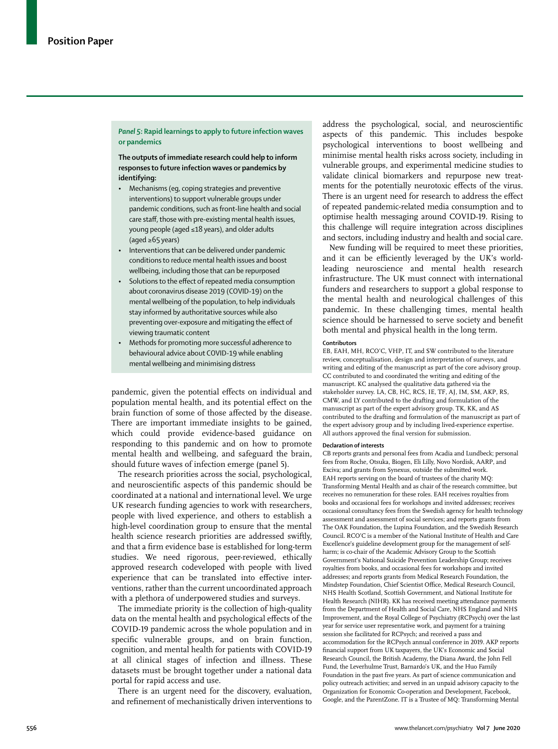### *Panel 5*: Rapid learnings to apply to future infection waves or pandemics

**The outputs of immediate research could help to inform responses to future infection waves or pandemics by identifying:**

- Mechanisms (eg, coping strategies and preventive interventions) to support vulnerable groups under pandemic conditions, such as front-line health and social care staff, those with pre-existing mental health issues, young people (aged ≤18 years), and older adults (aged ≥65 years)
- Interventions that can be delivered under pandemic conditions to reduce mental health issues and boost wellbeing, including those that can be repurposed
- Solutions to the effect of repeated media consumption about coronavirus disease 2019 (COVID-19) on the mental wellbeing of the population, to help individuals stay informed by authoritative sources while also preventing over-exposure and mitigating the effect of viewing traumatic content
- Methods for promoting more successful adherence to behavioural advice about COVID-19 while enabling mental wellbeing and minimising distress

pandemic, given the potential effects on individual and population mental health, and its potential effect on the brain function of some of those affected by the disease. There are important immediate insights to be gained, which could provide evidence-based guidance on responding to this pandemic and on how to promote mental health and wellbeing, and safeguard the brain, should future waves of infection emerge (panel 5).

The research priorities across the social, psychological, and neuroscientific aspects of this pandemic should be coordinated at a national and international level. We urge UK research funding agencies to work with researchers, people with lived experience, and others to establish a high-level coordination group to ensure that the mental health science research priorities are addressed swiftly, and that a firm evidence base is established for long-term studies. We need rigorous, peer-reviewed, ethically approved research codeveloped with people with lived experience that can be translated into effective interventions, rather than the current uncoordinated approach with a plethora of underpowered studies and surveys.

The immediate priority is the collection of high-quality data on the mental health and psychological effects of the COVID-19 pandemic across the whole population and in specific vulnerable groups, and on brain function, cognition, and mental health for patients with COVID-19 at all clinical stages of infection and illness. These datasets must be brought together under a national data portal for rapid access and use.

There is an urgent need for the discovery, evaluation, and refinement of mechanistically driven interventions to address the psychological, social, and neuroscientific aspects of this pandemic. This includes bespoke psychological interventions to boost wellbeing and minimise mental health risks across society, including in vulnerable groups, and experimental medicine studies to validate clinical biomarkers and repurpose new treatments for the potentially neurotoxic effects of the virus. There is an urgent need for research to address the effect of repeated pandemic-related media consumption and to optimise health messaging around COVID-19. Rising to this challenge will require integration across disciplines and sectors, including industry and health and social care.

New funding will be required to meet these priorities, and it can be efficiently leveraged by the UK's world-leading neuroscience and mental health research infrastructure. The UK must connect with international funders and researchers to support a global response to the mental health and neurological challenges of this pandemic. In these challenging times, mental health science should be harnessed to serve society and benefit both mental and physical health in the long term.

#### Contributors

EB, EAH, MH, RCO'C, VHP, IT, and SW contributed to the literature review, conceptualisation, design and interpretation of surveys, and writing and editing of the manuscript as part of the core advisory group. CC contributed to and coordinated the writing and editing of the manuscript. KC analysed the qualitative data gathered via the stakeholder survey. LA, CB, HC, RCS, IE, TF, AJ, IM, SM, AKP, RS, CMW, and LY contributed to the drafting and formulation of the manuscript as part of the expert advisory group. TK, KK, and AS contributed to the drafting and formulation of the manuscript as part of the expert advisory group and by including lived-experience expertise. All authors approved the final version for submission.

#### Declaration of interests

CB reports grants and personal fees from Acadia and Lundbeck; personal fees from Roche, Otsuka, Biogen, Eli Lilly, Novo Nordisk, AARP, and Exciva; and grants from Synexus, outside the submitted work. EAH reports serving on the board of trustees of the charity MQ: Transforming Mental Health and as chair of the research committee, but receives no remuneration for these roles. EAH receives royalties from books and occasional fees for workshops and invited addresses; receives occasional consultancy fees from the Swedish agency for health technology assessment and assessment of social services; and reports grants from The OAK Foundation, the Lupina Foundation, and the Swedish Research Council. RCO'C is a member of the National Institute of Health and Care Excellence's guideline development group for the management of self-harm; is co-chair of the Academic Advisory Group to the Scottish Government's National Suicide Prevention Leadership Group; receives royalties from books, and occasional fees for workshops and invited addresses; and reports grants from Medical Research Foundation, the Mindstep Foundation, Chief Scientist Office, Medical Research Council, NHS Health Scotland, Scottish Government, and National Institute for Health Research (NIHR). KK has received meeting attendance payments from the Department of Health and Social Care, NHS England and NHS Improvement, and the Royal College of Psychiatry (RCPsych) over the last year for service user representative work, and payment for a training session she facilitated for RCPsych; and received a pass and accommodation for the RCPsych annual conference in 2019. AKP reports financial support from UK taxpayers, the UK's Economic and Social Research Council, the British Academy, the Diana Award, the John Fell Fund, the Leverhulme Trust, Barnardo's UK, and the Huo Family Foundation in the past five years. As part of science communication and policy outreach activities; and served in an unpaid advisory capacity to the Organization for Economic Co-operation and Development, Facebook, Google, and the ParentZone. IT is a Trustee of MQ: Transforming Mental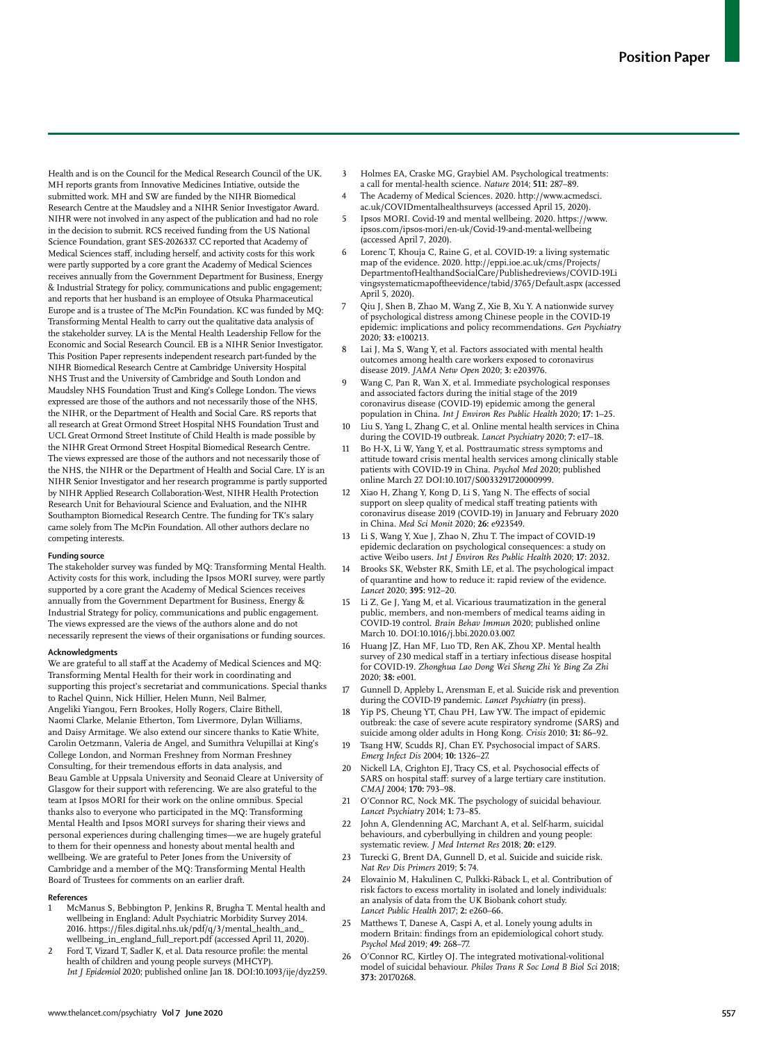Health and is on the Council for the Medical Research Council of the UK. MH reports grants from Innovative Medicines Intiative, outside the submitted work. MH and SW are funded by the NIHR Biomedical Research Centre at the Maudsley and a NIHR Senior Investigator Award. NIHR were not involved in any aspect of the publication and had no role in the decision to submit. RCS received funding from the US National Science Foundation, grant SES-2026337. CC reported that Academy of Medical Sciences staff, including herself, and activity costs for this work were partly supported by a core grant the Academy of Medical Sciences receives annually from the Government Department for Business, Energy & Industrial Strategy for policy, communications and public engagement; and reports that her husband is an employee of Otsuka Pharmaceutical Europe and is a trustee of The McPin Foundation. KC was funded by MQ: Transforming Mental Health to carry out the qualitative data analysis of the stakeholder survey. LA is the Mental Health Leadership Fellow for the Economic and Social Research Council. EB is a NIHR Senior Investigator. This Position Paper represents independent research part-funded by the NIHR Biomedical Research Centre at Cambridge University Hospital NHS Trust and the University of Cambridge and South London and Maudsley NHS Foundation Trust and King's College London. The views expressed are those of the authors and not necessarily those of the NHS, the NIHR, or the Department of Health and Social Care. RS reports that all research at Great Ormond Street Hospital NHS Foundation Trust and UCL Great Ormond Street Institute of Child Health is made possible by the NIHR Great Ormond Street Hospital Biomedical Research Centre. The views expressed are those of the authors and not necessarily those of the NHS, the NIHR or the Department of Health and Social Care. LY is an NIHR Senior Investigator and her research programme is partly supported by NIHR Applied Research Collaboration-West, NIHR Health Protection Research Unit for Behavioural Science and Evaluation, and the NIHR Southampton Biomedical Research Centre. The funding for TK's salary came solely from The McPin Foundation. All other authors declare no competing interests.

#### Funding source

The stakeholder survey was funded by MQ: Transforming Mental Health. Activity costs for this work, including the Ipsos MORI survey, were partly supported by a core grant the Academy of Medical Sciences receives annually from the Government Department for Business, Energy & Industrial Strategy for policy, communications and public engagement. The views expressed are the views of the authors alone and do not necessarily represent the views of their organisations or funding sources.

#### Acknowledgments

We are grateful to all staff at the Academy of Medical Sciences and MQ: Transforming Mental Health for their work in coordinating and supporting this project's secretariat and communications. Special thanks to Rachel Quinn, Nick Hillier, Helen Munn, Neil Balmer, Angeliki Yiangou, Fern Brookes, Holly Rogers, Claire Bithell, Naomi Clarke, Melanie Etherton, Tom Livermore, Dylan Williams, and Daisy Armitage. We also extend our sincere thanks to Katie White, Carolin Oetzmann, Valeria de Angel, and Sumithra Velupillai at King's College London, and Norman Freshney from Norman Freshney Consulting, for their tremendous efforts in data analysis, and Beau Gamble at Uppsala University and Seonaid Cleare at University of Glasgow for their support with referencing. We are also grateful to the team at Ipsos MORI for their work on the online omnibus. Special thanks also to everyone who participated in the MQ: Transforming Mental Health and Ipsos MORI surveys for sharing their views and personal experiences during challenging times—we are hugely grateful to them for their openness and honesty about mental health and wellbeing. We are grateful to Peter Jones from the University of Cambridge and a member of the MQ: Transforming Mental Health Board of Trustees for comments on an earlier draft.

#### References

1. McManus S, Bebbington P, Jenkins R, Brugha T. Mental health and wellbeing in England: Adult Psychiatric Morbidity Survey 2014. 2016. https://files.digital.nhs.uk/pdf/q/3/mental_health_and_wellbeing_in_england_full_report.pdf (accessed April 11, 2020).
2. Ford T, Vizard T, Sadler K, et al. Data resource profile: the mental health of children and young people surveys (MHCYP). *Int J Epidemiol* 2020; published online Jan 18. DOI:10.1093/ije/dyz259.
3. Holmes EA, Craske MG, Graybiel AM. Psychological treatments: a call for mental-health science. *Nature* 2014; **511:** 287–89.
4. The Academy of Medical Sciences. 2020. http://www.acmedsci.ac.uk/COVIDmentalhealthsurveys (accessed April 15, 2020).
5. Ipsos MORI. Covid-19 and mental wellbeing. 2020. https://www.ipsos.com/ipsos-mori/en-uk/Covid-19-and-mental-wellbeing (accessed April 7, 2020).
6. Lorenc T, Khouja C, Raine G, et al. COVID-19: a living systematic map of the evidence. 2020. http://eppi.ioe.ac.uk/cms/Projects/DepartmentofHealthandSocialCare/Publishedreviews/COVID-19LivingsystematicmapoftheevidenceTab/3765/Default.aspx (accessed April 5, 2020).
7. Qiu J, Shen B, Zhao M, Wang Z, Xie B, Xu Y. A nationwide survey of psychological distress among Chinese people in the COVID-19 epidemic: implications and policy recommendations. *Gen Psychiatry* 2020; **33:** e100213.
8. Lai J, Ma S, Wang Y, et al. Factors associated with mental health outcomes among health care workers exposed to coronavirus disease 2019. *JAMA Netw Open* 2020; **3:** e203976.
9. Wang C, Pan R, Wan X, et al. Immediate psychological responses and associated factors during the initial stage of the 2019 coronavirus disease (COVID-19) epidemic among the general population in China. *Int J Environ Res Public Health* 2020; **17:** 1–25.
10. Liu S, Yang L, Zhang C, et al. Online mental health services in China during the COVID-19 outbreak. *Lancet Psychiatry* 2020; **7:** e17–18.
11. Bo H-X, Li W, Yang Y, et al. Posttraumatic stress symptoms and attitude toward crisis mental health services among clinically stable patients with COVID-19 in China. *Psychol Med* 2020; published online March 27. DOI:10.1017/S0033291720000999.
12. Xiao H, Zhang Y, Kong D, Li S, Yang N. The effects of social support on sleep quality of medical staff treating patients with coronavirus disease 2019 (COVID-19) in January and February 2020 in China. *Med Sci Monit* 2020; **26:** e923549.
13. Li S, Wang Y, Xue J, Zhao N, Zhu T. The impact of COVID-19 epidemic declaration on psychological consequences: a study on active Weibo users. *Int J Environ Res Public Health* 2020; **17:** 2032.
14. Brooks SK, Webster RK, Smith LE, et al. The psychological impact of quarantine and how to reduce it: rapid review of the evidence. *Lancet* 2020; **395:** 912–20.
15. Li Z, Ge J, Yang M, et al. Vicarious traumatization in the general public, members, and non-members of medical teams aiding in COVID-19 control. *Brain Behav Immun* 2020; published online March 10. DOI:10.1016/j.bbi.2020.03.007.
16. Huang JZ, Han MF, Luo TD, Ren AK, Zhou XP. Mental health survey of 230 medical staff in a tertiary infectious disease hospital for COVID-19. *Zhonghua Lao Dong Wei Sheng Zhi Ye Bing Za Zhi* 2020; **38:** e001.
17. Gunnell D, Appleby L, Arensman E, et al. Suicide risk and prevention during the COVID-19 pandemic. *Lancet Psychiatry* (in press).
18. Yip PS, Cheung YT, Chau PH, Law YW. The impact of epidemic outbreak: the case of severe acute respiratory syndrome (SARS) and suicide among older adults in Hong Kong. *Crisis* 2010; **31:** 86–92.
19. Tsang HW, Scudds RJ, Chan EY. Psychosocial impact of SARS. *Emerg Infect Dis* 2004; **10:** 1326–27.
20. Nickell LA, Crighton EJ, Tracy CS, et al. Psychosocial effects of SARS on hospital staff: survey of a large tertiary care institution. *CMAJ* 2004; **170:** 793–98.
21. O'Connor RC, Nock MK. The psychology of suicidal behaviour. *Lancet Psychiatry* 2014; **1:** 73–85.
22. John A, Glendenning AC, Marchant A, et al. Self-harm, suicidal behaviours, and cyberbullying in children and young people: systematic review. *J Med Internet Res* 2018; **20:** e129.
23. Turecki G, Brent DA, Gunnell D, et al. Suicide and suicide risk. *Nat Rev Dis Primers* 2019; **5:** 74.
24. Elovainio M, Hakulinen C, Pulkki-Råback L, et al. Contribution of risk factors to excess mortality in isolated and lonely individuals: an analysis of data from the UK Biobank cohort study. *Lancet Public Health* 2017; **2:** e260–66.
25. Matthews T, Danese A, Caspi A, et al. Lonely young adults in modern Britain: findings from an epidemiological cohort study. *Psychol Med* 2019; **49:** 268–77.
26. O'Connor RC, Kirtley OJ. The integrated motivational-volitional model of suicidal behaviour. *Philos Trans R Soc Lond B Biol Sci* 2018; **373:** 20170268.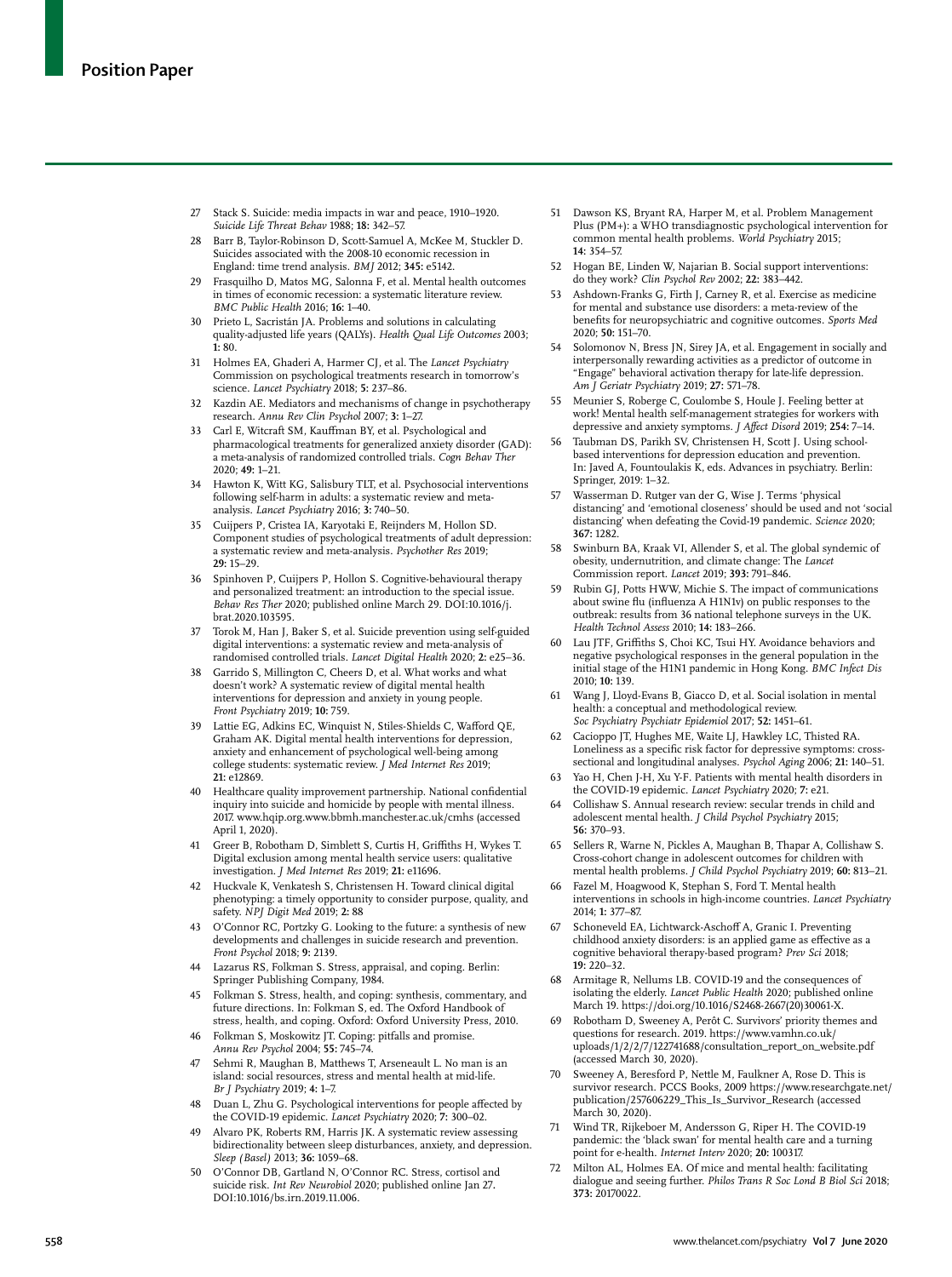27 Stack S. Suicide: media impacts in war and peace, 1910–1920. *Suicide Life Threat Behav* 1988; **18:** 342–57.

28 Barr B, Taylor-Robinson D, Scott-Samuel A, McKee M, Stuckler D. Suicides associated with the 2008-10 economic recession in England: time trend analysis. *BMJ* 2012; **345:** e5142.

29 Frasquilho D, Matos MG, Salonna F, et al. Mental health outcomes in times of economic recession: a systematic literature review. *BMC Public Health* 2016; **16:** 1–40.

30 Prieto L, Sacristán JA. Problems and solutions in calculating quality-adjusted life years (QALYs). *Health Qual Life Outcomes* 2003; **1:** 80.

31 Holmes EA, Ghaderi A, Harmer CJ, et al. The *Lancet Psychiatry* Commission on psychological treatments research in tomorrow's science. *Lancet Psychiatry* 2018; **5:** 237–86.

32 Kazdin AE. Mediators and mechanisms of change in psychotherapy research. *Annu Rev Clin Psychol* 2007; **3:** 1–27.

33 Carl E, Witcraft SM, Kauffman BY, et al. Psychological and pharmacological treatments for generalized anxiety disorder (GAD): a meta-analysis of randomized controlled trials. *Cogn Behav Ther* 2020; **49:** 1–21.

34 Hawton K, Witt KG, Salisbury TLT, et al. Psychosocial interventions following self-harm in adults: a systematic review and meta-analysis. *Lancet Psychiatry* 2016; **3:** 740–50.

35 Cuijpers P, Cristea IA, Karyotaki E, Reijnders M, Hollon SD. Component studies of psychological treatments of adult depression: a systematic review and meta-analysis. *Psychother Res* 2019; **29:** 15–29.

36 Spinhoven P, Cuijpers P, Hollon S. Cognitive-behavioural therapy and personalized treatment: an introduction to the special issue. *Behav Res Ther* 2020; published online March 29. DOI:10.1016/j.brat.2020.103595.

37 Torok M, Han J, Baker S, et al. Suicide prevention using self-guided digital interventions: a systematic review and meta-analysis of randomised controlled trials. *Lancet Digital Health* 2020; **2:** e25–36.

38 Garrido S, Millington C, Cheers D, et al. What works and what doesn't work? A systematic review of digital mental health interventions for depression and anxiety in young people. *Front Psychiatry* 2019; **10:** 759.

39 Lattie EG, Adkins EC, Winquist N, Stiles-Shields C, Wafford QE, Graham AK. Digital mental health interventions for depression, anxiety and enhancement of psychological well-being among college students: systematic review. *J Med Internet Res* 2019; **21:** e12869.

40 Healthcare quality improvement partnership. National confidential inquiry into suicide and homicide by people with mental illness. 2017. www.hqip.org.www.bbmh.manchester.ac.uk/cmhs (accessed April 1, 2020).

41 Greer B, Robotham D, Simblett S, Curtis H, Griffiths H, Wykes T. Digital exclusion among mental health service users: qualitative investigation. *J Med Internet Res* 2019; **21:** e11696.

42 Huckvale K, Venkatesh S, Christensen H. Toward clinical digital phenotyping: a timely opportunity to consider purpose, quality, and safety. *NPJ Digit Med* 2019; **2:** 88

43 O'Connor RC, Portzky G. Looking to the future: a synthesis of new developments and challenges in suicide research and prevention. *Front Psychol* 2018; **9:** 2139.

44 Lazarus RS, Folkman S. Stress, appraisal, and coping. Berlin: Springer Publishing Company, 1984.

45 Folkman S. Stress, health, and coping: synthesis, commentary, and future directions. In: Folkman S, ed. The Oxford Handbook of stress, health, and coping. Oxford: Oxford University Press, 2010.

46 Folkman S, Moskowitz JT. Coping: pitfalls and promise. *Annu Rev Psychol* 2004; **55:** 745–74.

47 Sehmi R, Maughan B, Matthews T, Arseneault L. No man is an island: social resources, stress and mental health at mid-life. *Br J Psychiatry* 2019; **4:** 1–7.

48 Duan L, Zhu G. Psychological interventions for people affected by the COVID-19 epidemic. *Lancet Psychiatry* 2020; **7:** 300–02.

49 Alvaro PK, Roberts RM, Harris JK. A systematic review assessing bidirectionality between sleep disturbances, anxiety, and depression. *Sleep (Basel)* 2013; **36:** 1059–68.

50 O'Connor DB, Gartland N, O'Connor RC. Stress, cortisol and suicide risk. *Int Rev Neurobiol* 2020; published online Jan 27. DOI:10.1016/bs.irn.2019.11.006.

51 Dawson KS, Bryant RA, Harper M, et al. Problem Management Plus (PM+): a WHO transdiagnostic psychological intervention for common mental health problems. *World Psychiatry* 2015; **14:** 354–57.

52 Hogan BE, Linden W, Najarian B. Social support interventions: do they work? *Clin Psychol Rev* 2002; **22:** 383–442.

53 Ashdown-Franks G, Firth J, Carney R, et al. Exercise as medicine for mental and substance use disorders: a meta-review of the benefits for neuropsychiatric and cognitive outcomes. *Sports Med* 2020; **50:** 151–70.

54 Solomonov N, Bress JN, Sirey JA, et al. Engagement in socially and interpersonally rewarding activities as a predictor of outcome in "Engage" behavioral activation therapy for late-life depression. *Am J Geriatr Psychiatry* 2019; **27:** 571–78.

55 Meunier S, Roberge C, Coulombe S, Houle J. Feeling better at work! Mental health self-management strategies for workers with depressive and anxiety symptoms. *J Affect Disord* 2019; **254:** 7–14.

56 Taubman DS, Parikh SV, Christensen H, Scott J. Using school-based interventions for depression education and prevention. In: Javed A, Fountoulakis K, eds. Advances in psychiatry. Berlin: Springer, 2019: 1–32.

57 Wasserman D. Rutger van der G, Wise J. Terms 'physical distancing' and 'emotional closeness' should be used and not 'social distancing' when defeating the Covid-19 pandemic. *Science* 2020; **367:** 1282.

58 Swinburn BA, Kraak VI, Allender S, et al. The global syndemic of obesity, undernutrition, and climate change: The *Lancet* Commission report. *Lancet* 2019; **393:** 791–846.

59 Rubin GJ, Potts HWW, Michie S. The impact of communications about swine flu (influenza A H1N1v) on public responses to the outbreak: results from 36 national telephone surveys in the UK. *Health Technol Assess* 2010; **14:** 183–266.

60 Lau JTF, Griffiths S, Choi KC, Tsui HY. Avoidance behaviors and negative psychological responses in the general population in the initial stage of the H1N1 pandemic in Hong Kong. *BMC Infect Dis* 2010; **10:** 139.

61 Wang J, Lloyd-Evans B, Giacco D, et al. Social isolation in mental health: a conceptual and methodological review. *Soc Psychiatry Psychiatr Epidemiol* 2017; **52:** 1451–61.

62 Cacioppo JT, Hughes ME, Waite LJ, Hawkley LC, Thisted RA. Loneliness as a specific risk factor for depressive symptoms: cross-sectional and longitudinal analyses. *Psychol Aging* 2006; **21:** 140–51.

63 Yao H, Chen J-H, Xu Y-F. Patients with mental health disorders in the COVID-19 epidemic. *Lancet Psychiatry* 2020; **7:** e21.

64 Collishaw S. Annual research review: secular trends in child and adolescent mental health. *J Child Psychol Psychiatry* 2015; **56:** 370–93.

65 Sellers R, Warne N, Pickles A, Maughan B, Thapar A, Collishaw S. Cross-cohort change in adolescent outcomes for children with mental health problems. *J Child Psychol Psychiatry* 2019; **60:** 813–21.

66 Fazel M, Hoagwood K, Stephan S, Ford T. Mental health interventions in schools in high-income countries. *Lancet Psychiatry* 2014; **1:** 377–87.

67 Schoneveld EA, Lichtwarck-Aschoff A, Granic I. Preventing childhood anxiety disorders: is an applied game as effective as a cognitive behavioral therapy-based program? *Prev Sci* 2018; **19:** 220–32.

68 Armitage R, Nellums LB. COVID-19 and the consequences of isolating the elderly. *Lancet Public Health* 2020; published online March 19. https://doi.org/10.1016/S2468-2667(20)30061-X.

69 Robotham D, Sweeney A, Perôt C. Survivors' priority themes and questions for research. 2019. https://www.vamhn.co.uk/uploads/1/2/2/7/122741688/consultation_report_on_website.pdf (accessed March 30, 2020).

70 Sweeney A, Beresford P, Nettle M, Faulkner A, Rose D. This is survivor research. PCCS Books, 2009 https://www.researchgate.net/publication/257606229_This_Is_Survivor_Research (accessed March 30, 2020).

71 Wind TR, Rijkeboer M, Andersson G, Riper H. The COVID-19 pandemic: the 'black swan' for mental health care and a turning point for e-health. *Internet Interv* 2020; **20:** 100317.

72 Milton AL, Holmes EA. Of mice and mental health: facilitating dialogue and seeing further. *Philos Trans R Soc Lond B Biol Sci* 2018; **373:** 20170022.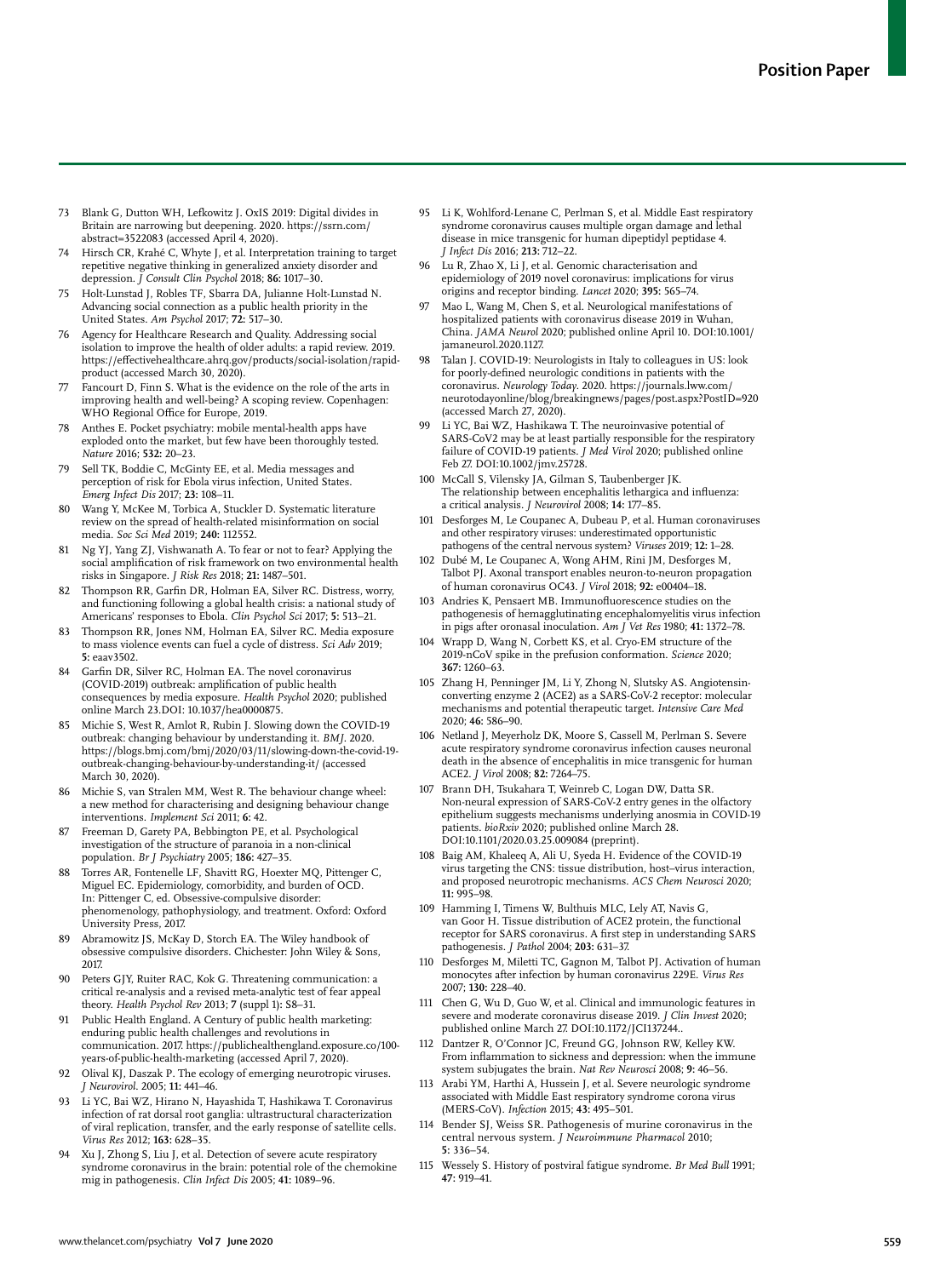73 Blank G, Dutton WH, Lefkowitz J. OxIS 2019: Digital divides in Britain are narrowing but deepening. 2020. https://ssrn.com/abstract=3522083 (accessed April 4, 2020).

74 Hirsch CR, Krahé C, Whyte J, et al. Interpretation training to target repetitive negative thinking in generalized anxiety disorder and depression. *J Consult Clin Psychol* 2018; **86:** 1017–30.

75 Holt-Lunstad J, Robles TF, Sbarra DA, Julianne Holt-Lunstad N. Advancing social connection as a public health priority in the United States. *Am Psychol* 2017; **72:** 517–30.

76 Agency for Healthcare Research and Quality. Addressing social isolation to improve the health of older adults: a rapid review. 2019. https://effectivehealthcare.ahrq.gov/products/social-isolation/rapid-product (accessed March 30, 2020).

77 Fancourt D, Finn S. What is the evidence on the role of the arts in improving health and well-being? A scoping review. Copenhagen: WHO Regional Office for Europe, 2019.

78 Anthes E. Pocket psychiatry: mobile mental-health apps have exploded onto the market, but few have been thoroughly tested. *Nature* 2016; **532:** 20–23.

79 Sell TK, Boddie C, McGinty EE, et al. Media messages and perception of risk for Ebola virus infection, United States. *Emerg Infect Dis* 2017; **23:** 108–11.

80 Wang Y, McKee M, Torbica A, Stuckler D. Systematic literature review on the spread of health-related misinformation on social media. *Soc Sci Med* 2019; **240:** 112552.

81 Ng YJ, Yang ZJ, Vishwanath A. To fear or not to fear? Applying the social amplification of risk framework on two environmental health risks in Singapore. *J Risk Res* 2018; **21:** 1487–501.

82 Thompson RR, Garfin DR, Holman EA, Silver RC. Distress, worry, and functioning following a global health crisis: a national study of Americans' responses to Ebola. *Clin Psychol Sci* 2017; **5:** 513–21.

83 Thompson RR, Jones NM, Holman EA, Silver RC. Media exposure to mass violence events can fuel a cycle of distress. *Sci Adv* 2019; **5:** eaav3502.

84 Garfin DR, Silver RC, Holman EA. The novel coronavirus (COVID-2019) outbreak: amplification of public health consequences by media exposure. *Health Psychol* 2020; published online March 23.DOI: 10.1037/hea0000875.

85 Michie S, West R, Amlot R, Rubin J. Slowing down the COVID-19 outbreak: changing behaviour by understanding it. *BMJ*. 2020. https://blogs.bmj.com/bmj/2020/03/11/slowing-down-the-covid-19-outbreak-changing-behaviour-by-understanding-it/ (accessed March 30, 2020).

86 Michie S, van Stralen MM, West R. The behaviour change wheel: a new method for characterising and designing behaviour change interventions. *Implement Sci* 2011; **6:** 42.

87 Freeman D, Garety PA, Bebbington PE, et al. Psychological investigation of the structure of paranoia in a non-clinical population. *Br J Psychiatry* 2005; **186:** 427–35.

88 Torres AR, Fontenelle LF, Shavitt RG, Hoexter MQ, Pittenger C, Miguel EC. Epidemiology, comorbidity, and burden of OCD. In: Pittenger C, ed. Obsessive-compulsive disorder: phenomenology, pathophysiology, and treatment. Oxford: Oxford University Press, 2017.

89 Abramowitz JS, McKay D, Storch EA. The Wiley handbook of obsessive compulsive disorders. Chichester: John Wiley & Sons, 2017.

90 Peters GJY, Ruiter RAC, Kok G. Threatening communication: a critical re-analysis and a revised meta-analytic test of fear appeal theory. *Health Psychol Rev* 2013; **7** (suppl 1)**:** S8–31.

91 Public Health England. A Century of public health marketing: enduring public health challenges and revolutions in communication. 2017. https://publichealthengland.exposure.co/100-years-of-public-health-marketing (accessed April 7, 2020).

92 Olival KJ, Daszak P. The ecology of emerging neurotropic viruses. *J Neurovirol*. 2005; **11:** 441–46.

93 Li YC, Bai WZ, Hirano N, Hayashida T, Hashikawa T. Coronavirus infection of rat dorsal root ganglia: ultrastructural characterization of viral replication, transfer, and the early response of satellite cells. *Virus Res* 2012; **163:** 628–35.

94 Xu J, Zhong S, Liu J, et al. Detection of severe acute respiratory syndrome coronavirus in the brain: potential role of the chemokine mig in pathogenesis. *Clin Infect Dis* 2005; **41:** 1089–96.

95 Li K, Wohlford-Lenane C, Perlman S, et al. Middle East respiratory syndrome coronavirus causes multiple organ damage and lethal disease in mice transgenic for human dipeptidyl peptidase 4. *J Infect Dis* 2016; **213:** 712–22.

96 Lu R, Zhao X, Li J, et al. Genomic characterisation and epidemiology of 2019 novel coronavirus: implications for virus origins and receptor binding. *Lancet* 2020; **395:** 565–74.

97 Mao L, Wang M, Chen S, et al. Neurological manifestations of hospitalized patients with coronavirus disease 2019 in Wuhan, China. *JAMA Neurol* 2020; published online April 10. DOI:10.1001/jamaneurol.2020.1127.

98 Talan J. COVID-19: Neurologists in Italy to colleagues in US: look for poorly-defined neurologic conditions in patients with the coronavirus. *Neurology Today*. 2020. https://journals.lww.com/neurotodayonline/blog/breakingnews/pages/post.aspx?PostID=920 (accessed March 27, 2020).

99 Li YC, Bai WZ, Hashikawa T. The neuroinvasive potential of SARS-CoV2 may be at least partially responsible for the respiratory failure of COVID-19 patients. *J Med Virol* 2020; published online Feb 27. DOI:10.1002/jmv.25728.

100 McCall S, Vilensky JA, Gilman S, Taubenberger JK. The relationship between encephalitis lethargica and influenza: a critical analysis. *J Neurovirol* 2008; **14:** 177–85.

101 Desforges M, Le Coupanec A, Dubeau P, et al. Human coronaviruses and other respiratory viruses: underestimated opportunistic pathogens of the central nervous system? *Viruses* 2019; **12:** 1–28.

102 Dubé M, Le Coupanec A, Wong AHM, Rini JM, Desforges M, Talbot PJ. Axonal transport enables neuron-to-neuron propagation of human coronavirus OC43. *J Virol* 2018; **92:** e00404–18.

103 Andries K, Pensaert MB. Immunofluorescence studies on the pathogenesis of hemagglutinating encephalomyelitis virus infection in pigs after oronasal inoculation. *Am J Vet Res* 1980; **41:** 1372–78.

104 Wrapp D, Wang N, Corbett KS, et al. Cryo-EM structure of the 2019-nCoV spike in the prefusion conformation. *Science* 2020; **367:** 1260–63.

105 Zhang H, Penninger JM, Li Y, Zhong N, Slutsky AS. Angiotensin-converting enzyme 2 (ACE2) as a SARS-CoV-2 receptor: molecular mechanisms and potential therapeutic target. *Intensive Care Med* 2020; **46:** 586–90.

106 Netland J, Meyerholz DK, Moore S, Cassell M, Perlman S. Severe acute respiratory syndrome coronavirus infection causes neuronal death in the absence of encephalitis in mice transgenic for human ACE2. *J Virol* 2008; **82:** 7264–75.

107 Brann DH, Tsukahara T, Weinreb C, Logan DW, Datta SR. Non-neural expression of SARS-CoV-2 entry genes in the olfactory epithelium suggests mechanisms underlying anosmia in COVID-19 patients. *bioRxiv* 2020; published online March 28. DOI:10.1101/2020.03.25.009084 (preprint).

108 Baig AM, Khaleeq A, Ali U, Syeda H. Evidence of the COVID-19 virus targeting the CNS: tissue distribution, host–virus interaction, and proposed neurotropic mechanisms. *ACS Chem Neurosci* 2020; **11:** 995–98.

109 Hamming I, Timens W, Bulthuis MLC, Lely AT, Navis G, van Goor H. Tissue distribution of ACE2 protein, the functional receptor for SARS coronavirus. A first step in understanding SARS pathogenesis. *J Pathol* 2004; **203:** 631–37.

110 Desforges M, Miletti TC, Gagnon M, Talbot PJ. Activation of human monocytes after infection by human coronavirus 229E. *Virus Res* 2007; **130:** 228–40.

111 Chen G, Wu D, Guo W, et al. Clinical and immunologic features in severe and moderate coronavirus disease 2019. *J Clin Invest* 2020; published online March 27. DOI:10.1172/JCI137244..

112 Dantzer R, O'Connor JC, Freund GG, Johnson RW, Kelley KW. From inflammation to sickness and depression: when the immune system subjugates the brain. *Nat Rev Neurosci* 2008; **9:** 46–56.

113 Arabi YM, Harthi A, Hussein J, et al. Severe neurologic syndrome associated with Middle East respiratory syndrome corona virus (MERS-CoV). *Infection* 2015; **43:** 495–501.

114 Bender SJ, Weiss SR. Pathogenesis of murine coronavirus in the central nervous system. *J Neuroimmune Pharmacol* 2010; **5:** 336–54.

115 Wessely S. History of postviral fatigue syndrome. *Br Med Bull* 1991; **47:** 919–41.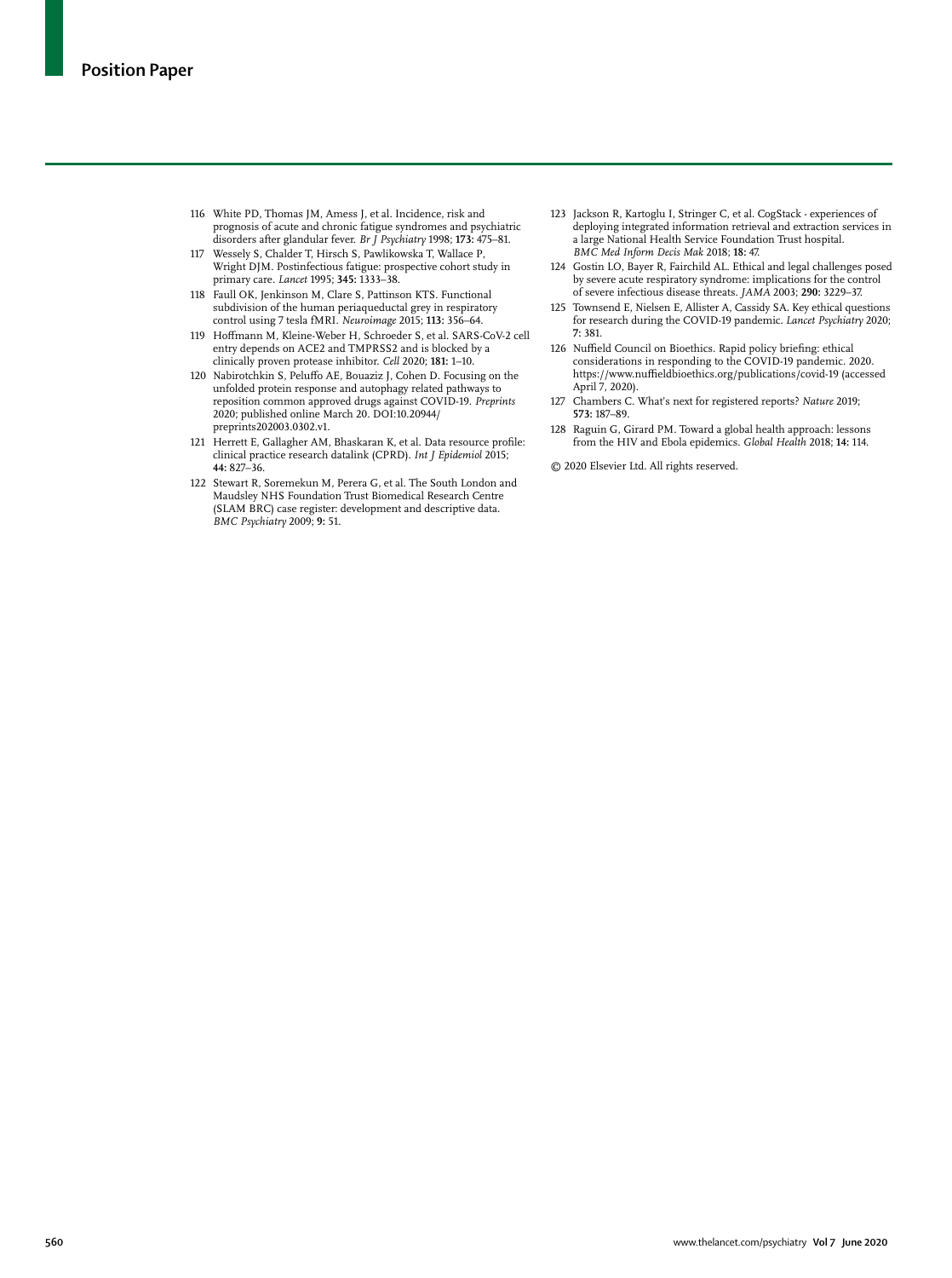116 White PD, Thomas JM, Amess J, et al. Incidence, risk and prognosis of acute and chronic fatigue syndromes and psychiatric disorders after glandular fever. *Br J Psychiatry* 1998; **173:** 475–81.

117 Wessely S, Chalder T, Hirsch S, Pawlikowska T, Wallace P, Wright DJM. Postinfectious fatigue: prospective cohort study in primary care. *Lancet* 1995; **345:** 1333–38.

118 Faull OK, Jenkinson M, Clare S, Pattinson KTS. Functional subdivision of the human periaqueductal grey in respiratory control using 7 tesla fMRI. *Neuroimage* 2015; **113:** 356–64.

119 Hoffmann M, Kleine-Weber H, Schroeder S, et al. SARS-CoV-2 cell entry depends on ACE2 and TMPRSS2 and is blocked by a clinically proven protease inhibitor. *Cell* 2020; **181:** 1–10.

120 Nabirotchkin S, Peluffo AE, Bouaziz J, Cohen D. Focusing on the unfolded protein response and autophagy related pathways to reposition common approved drugs against COVID-19. *Preprints* 2020; published online March 20. DOI:10.20944/preprints202003.0302.v1.

121 Herrett E, Gallagher AM, Bhaskaran K, et al. Data resource profile: clinical practice research datalink (CPRD). *Int J Epidemiol* 2015; **44:** 827–36.

122 Stewart R, Soremekun M, Perera G, et al. The South London and Maudsley NHS Foundation Trust Biomedical Research Centre (SLAM BRC) case register: development and descriptive data. *BMC Psychiatry* 2009; **9:** 51.

123 Jackson R, Kartoglu I, Stringer C, et al. CogStack - experiences of deploying integrated information retrieval and extraction services in a large National Health Service Foundation Trust hospital. *BMC Med Inform Decis Mak* 2018; **18:** 47.

124 Gostin LO, Bayer R, Fairchild AL. Ethical and legal challenges posed by severe acute respiratory syndrome: implications for the control of severe infectious disease threats. *JAMA* 2003; **290:** 3229–37.

125 Townsend E, Nielsen E, Allister A, Cassidy SA. Key ethical questions for research during the COVID-19 pandemic. *Lancet Psychiatry* 2020; **7:** 381.

126 Nuffield Council on Bioethics. Rapid policy briefing: ethical considerations in responding to the COVID-19 pandemic. 2020. https://www.nuffieldbioethics.org/publications/covid-19 (accessed April 7, 2020).

127 Chambers C. What's next for registered reports? *Nature* 2019; **573:** 187–89.

128 Raguin G, Girard PM. Toward a global health approach: lessons from the HIV and Ebola epidemics. *Global Health* 2018; **14:** 114.

© 2020 Elsevier Ltd. All rights reserved.